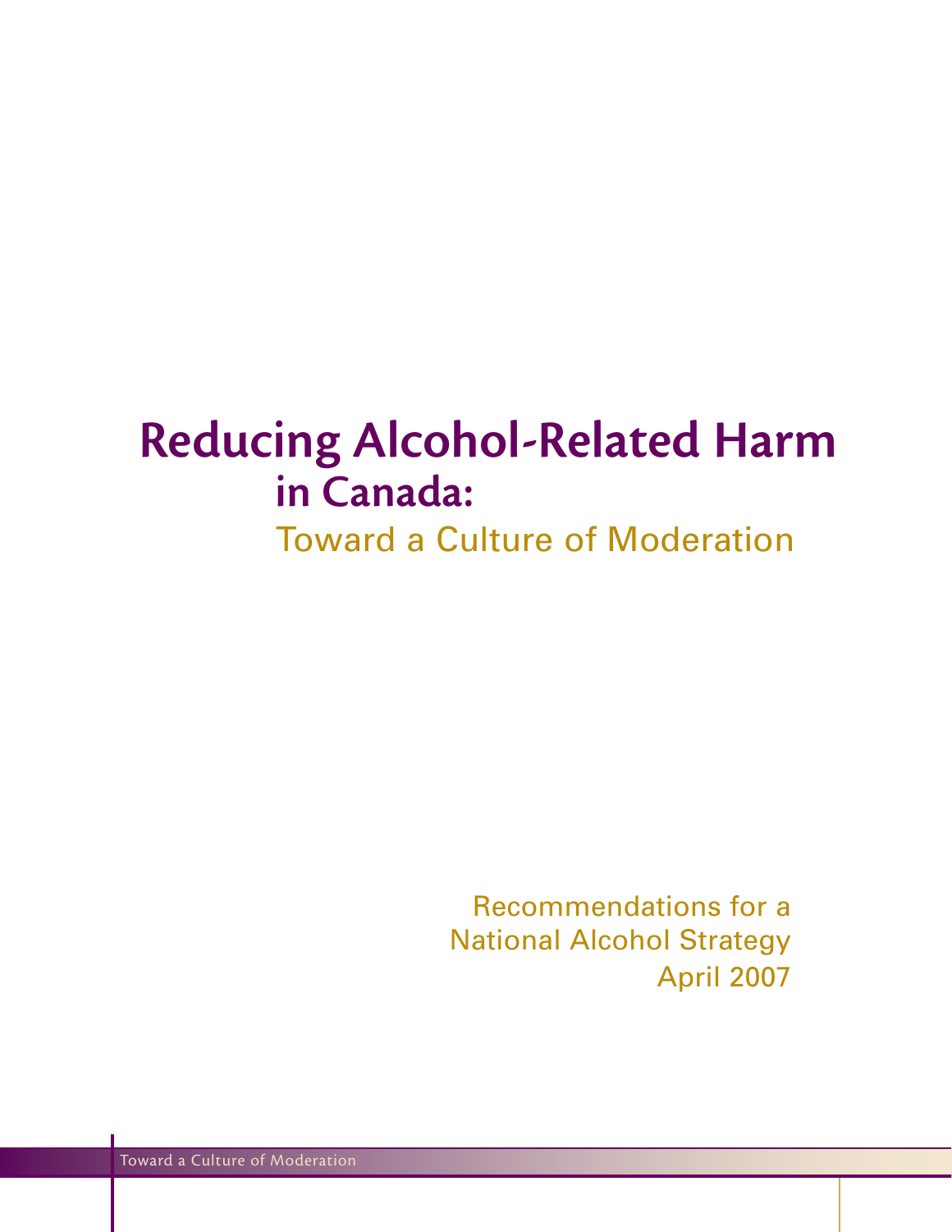# Reducing Alcohol-Related Harm in Canada:

## Toward a Culture of Moderation

Recommendations for a National Alcohol Strategy
April 2007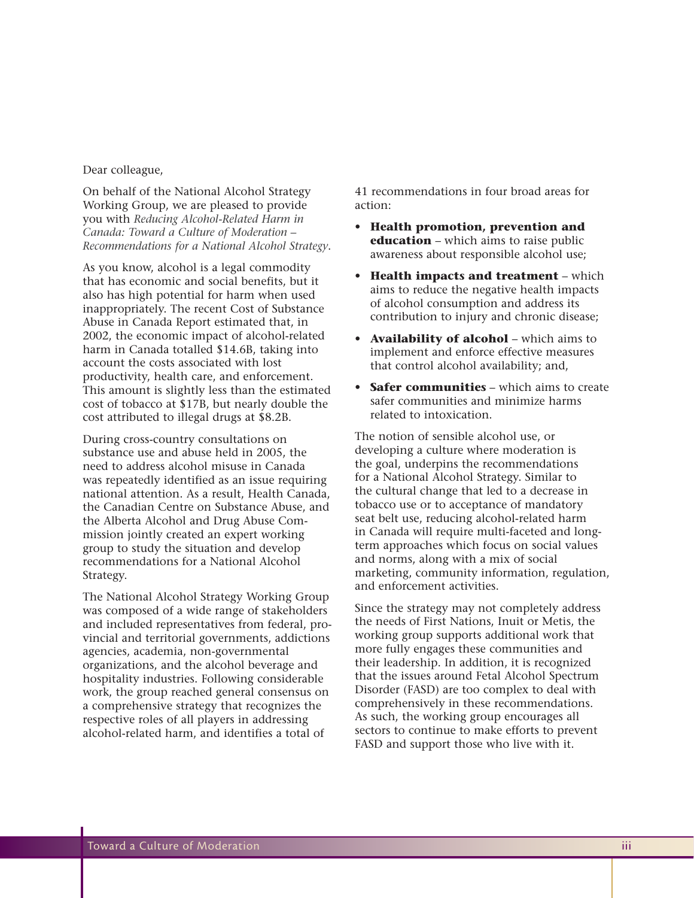Dear colleague,

On behalf of the National Alcohol Strategy Working Group, we are pleased to provide you with *Reducing Alcohol-Related Harm in Canada: Toward a Culture of Moderation – Recommendations for a National Alcohol Strategy*.

As you know, alcohol is a legal commodity that has economic and social benefits, but it also has high potential for harm when used inappropriately. The recent Cost of Substance Abuse in Canada Report estimated that, in 2002, the economic impact of alcohol-related harm in Canada totalled $14.6B, taking into account the costs associated with lost productivity, health care, and enforcement. This amount is slightly less than the estimated cost of tobacco at $17B, but nearly double the cost attributed to illegal drugs at $8.2B.

During cross-country consultations on substance use and abuse held in 2005, the need to address alcohol misuse in Canada was repeatedly identified as an issue requiring national attention. As a result, Health Canada, the Canadian Centre on Substance Abuse, and the Alberta Alcohol and Drug Abuse Commission jointly created an expert working group to study the situation and develop recommendations for a National Alcohol Strategy.

The National Alcohol Strategy Working Group was composed of a wide range of stakeholders and included representatives from federal, provincial and territorial governments, addictions agencies, academia, non-governmental organizations, and the alcohol beverage and hospitality industries. Following considerable work, the group reached general consensus on a comprehensive strategy that recognizes the respective roles of all players in addressing alcohol-related harm, and identifies a total of 41 recommendations in four broad areas for action:

- **Health promotion, prevention and education** – which aims to raise public awareness about responsible alcohol use;
- **Health impacts and treatment** – which aims to reduce the negative health impacts of alcohol consumption and address its contribution to injury and chronic disease;
- **Availability of alcohol** – which aims to implement and enforce effective measures that control alcohol availability; and,
- **Safer communities** – which aims to create safer communities and minimize harms related to intoxication.

The notion of sensible alcohol use, or developing a culture where moderation is the goal, underpins the recommendations for a National Alcohol Strategy. Similar to the cultural change that led to a decrease in tobacco use or to acceptance of mandatory seat belt use, reducing alcohol-related harm in Canada will require multi-faceted and long-term approaches which focus on social values and norms, along with a mix of social marketing, community information, regulation, and enforcement activities.

Since the strategy may not completely address the needs of First Nations, Inuit or Metis, the working group supports additional work that more fully engages these communities and their leadership. In addition, it is recognized that the issues around Fetal Alcohol Spectrum Disorder (FASD) are too complex to deal with comprehensively in these recommendations. As such, the working group encourages all sectors to continue to make efforts to prevent FASD and support those who live with it.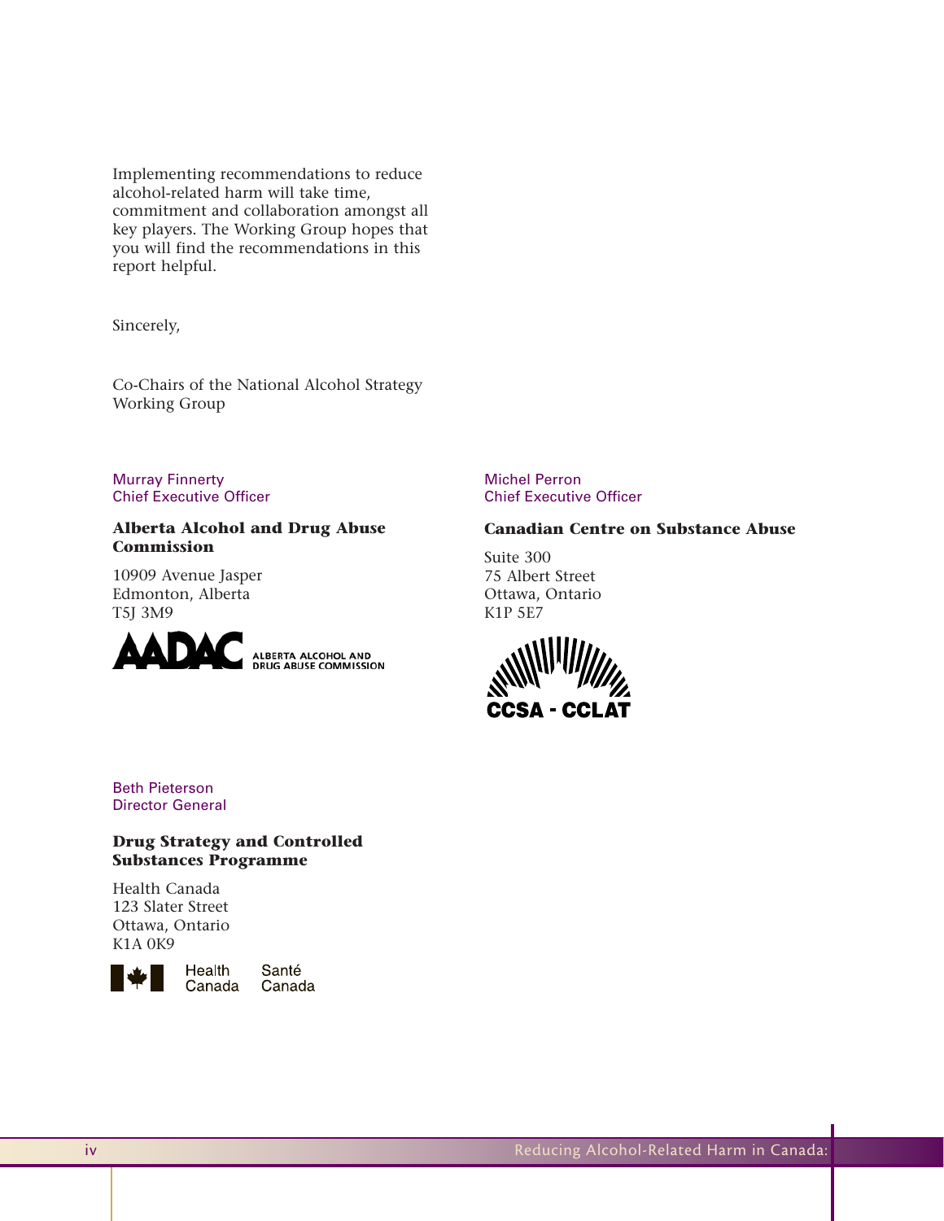Implementing recommendations to reduce alcohol-related harm will take time, commitment and collaboration amongst all key players. The Working Group hopes that you will find the recommendations in this report helpful.

Sincerely,

Co-Chairs of the National Alcohol Strategy Working Group

Murray Finnerty
Chief Executive Officer

**Alberta Alcohol and Drug Abuse Commission**

10909 Avenue Jasper
Edmonton, Alberta
T5J 3M9

AADAC ALBERTA ALCOHOL AND DRUG ABUSE COMMISSION

Michel Perron
Chief Executive Officer

**Canadian Centre on Substance Abuse**

Suite 300
75 Albert Street
Ottawa, Ontario
K1P 5E7

CCSA - CCLAT

Beth Pieterson
Director General

**Drug Strategy and Controlled Substances Programme**

Health Canada
123 Slater Street
Ottawa, Ontario
K1A 0K9

Health Canada Santé Canada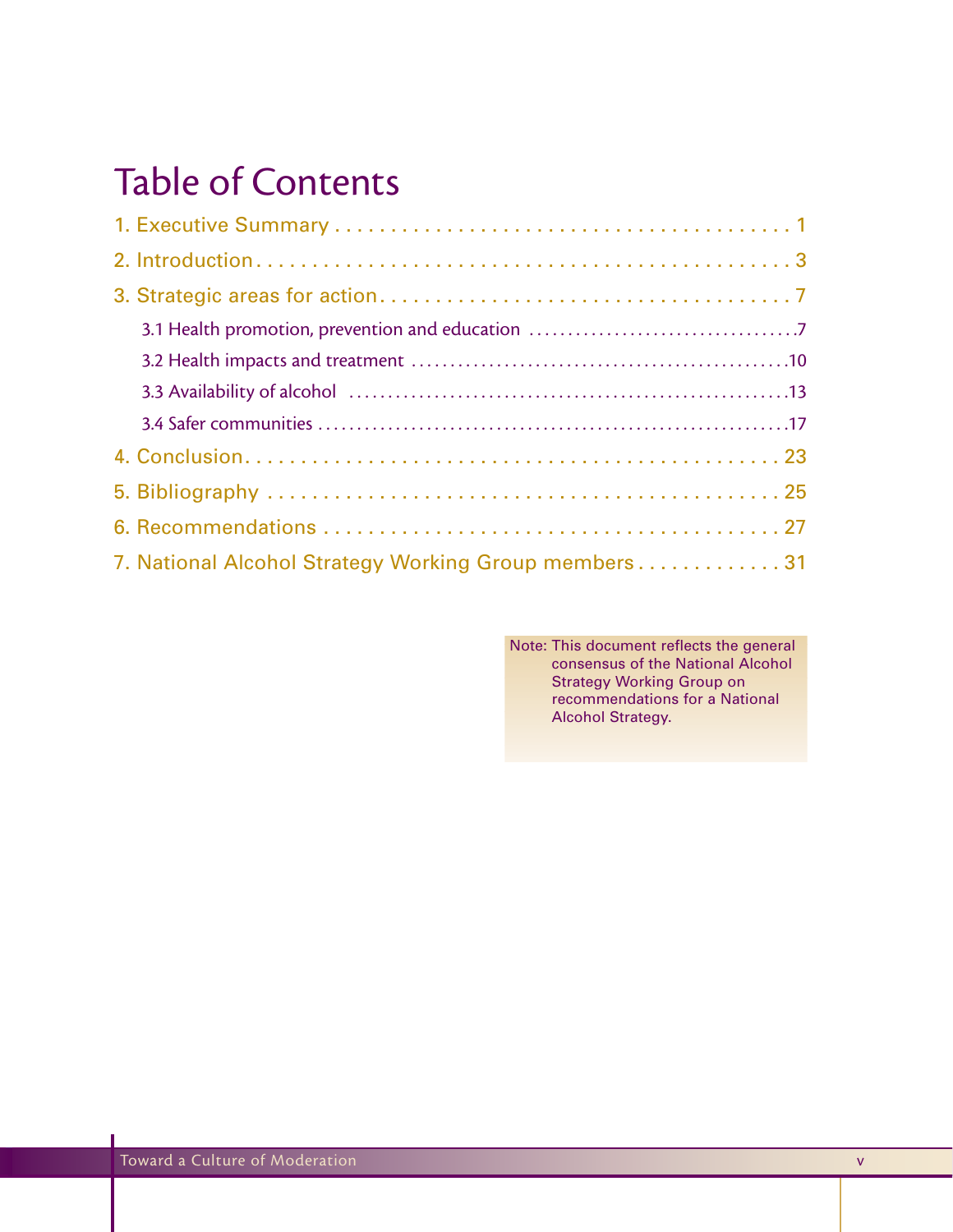# Table of Contents

1. Executive Summary . . . . . . . . . . . . . . . . . . . . . . . . . . . . . . . . . . . . . . . . . . . 1
2. Introduction . . . . . . . . . . . . . . . . . . . . . . . . . . . . . . . . . . . . . . . . . . . . . . . 3
3. Strategic areas for action . . . . . . . . . . . . . . . . . . . . . . . . . . . . . . . . . . . . . 7
   - 3.1 Health promotion, prevention and education . . . . . . . . . . . . . . . . . . . . . . . . . . . . . . . . .7
   - 3.2 Health impacts and treatment . . . . . . . . . . . . . . . . . . . . . . . . . . . . . . . . . . . . . . . . . . . . . .10
   - 3.3 Availability of alcohol . . . . . . . . . . . . . . . . . . . . . . . . . . . . . . . . . . . . . . . . . . . . . . . . . . . . .13
   - 3.4 Safer communities . . . . . . . . . . . . . . . . . . . . . . . . . . . . . . . . . . . . . . . . . . . . . . . . . . . . . . . . .17
4. Conclusion . . . . . . . . . . . . . . . . . . . . . . . . . . . . . . . . . . . . . . . . . . . . . . . . 23
5. Bibliography . . . . . . . . . . . . . . . . . . . . . . . . . . . . . . . . . . . . . . . . . . . . . . 25
6. Recommendations . . . . . . . . . . . . . . . . . . . . . . . . . . . . . . . . . . . . . . . . . . 27
7. National Alcohol Strategy Working Group members . . . . . . . . . . . . . 31

Note: This document reflects the general consensus of the National Alcohol Strategy Working Group on recommendations for a National Alcohol Strategy.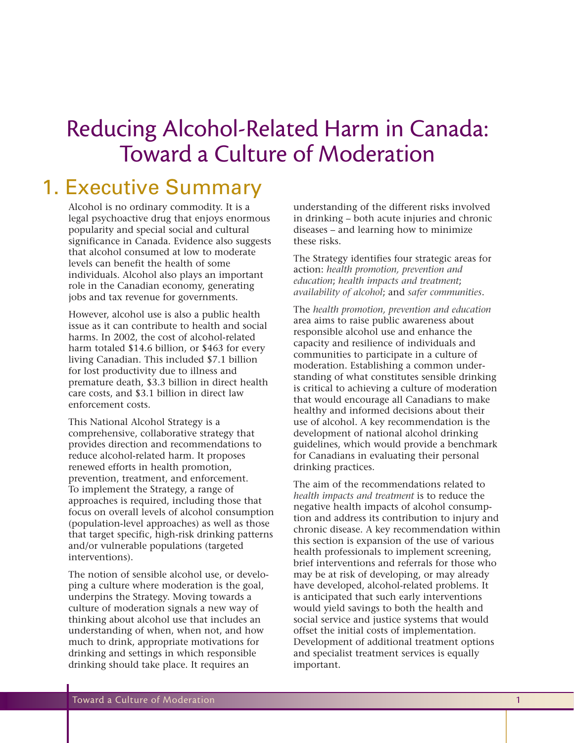# Reducing Alcohol-Related Harm in Canada: Toward a Culture of Moderation

## 1. Executive Summary

Alcohol is no ordinary commodity. It is a legal psychoactive drug that enjoys enormous popularity and special social and cultural significance in Canada. Evidence also suggests that alcohol consumed at low to moderate levels can benefit the health of some individuals. Alcohol also plays an important role in the Canadian economy, generating jobs and tax revenue for governments.

However, alcohol use is also a public health issue as it can contribute to health and social harms. In 2002, the cost of alcohol-related harm totaled $14.6 billion, or $463 for every living Canadian. This included $7.1 billion for lost productivity due to illness and premature death, $3.3 billion in direct health care costs, and $3.1 billion in direct law enforcement costs.

This National Alcohol Strategy is a comprehensive, collaborative strategy that provides direction and recommendations to reduce alcohol-related harm. It proposes renewed efforts in health promotion, prevention, treatment, and enforcement. To implement the Strategy, a range of approaches is required, including those that focus on overall levels of alcohol consumption (population-level approaches) as well as those that target specific, high-risk drinking patterns and/or vulnerable populations (targeted interventions).

The notion of sensible alcohol use, or developing a culture where moderation is the goal, underpins the Strategy. Moving towards a culture of moderation signals a new way of thinking about alcohol use that includes an understanding of when, when not, and how much to drink, appropriate motivations for drinking and settings in which responsible drinking should take place. It requires an understanding of the different risks involved in drinking – both acute injuries and chronic diseases – and learning how to minimize these risks.

The Strategy identifies four strategic areas for action: *health promotion, prevention and education*; *health impacts and treatment*; *availability of alcohol*; and *safer communities*.

The *health promotion, prevention and education* area aims to raise public awareness about responsible alcohol use and enhance the capacity and resilience of individuals and communities to participate in a culture of moderation. Establishing a common understanding of what constitutes sensible drinking is critical to achieving a culture of moderation that would encourage all Canadians to make healthy and informed decisions about their use of alcohol. A key recommendation is the development of national alcohol drinking guidelines, which would provide a benchmark for Canadians in evaluating their personal drinking practices.

The aim of the recommendations related to *health impacts and treatment* is to reduce the negative health impacts of alcohol consumption and address its contribution to injury and chronic disease. A key recommendation within this section is expansion of the use of various health professionals to implement screening, brief interventions and referrals for those who may be at risk of developing, or may already have developed, alcohol-related problems. It is anticipated that such early interventions would yield savings to both the health and social service and justice systems that would offset the initial costs of implementation. Development of additional treatment options and specialist treatment services is equally important.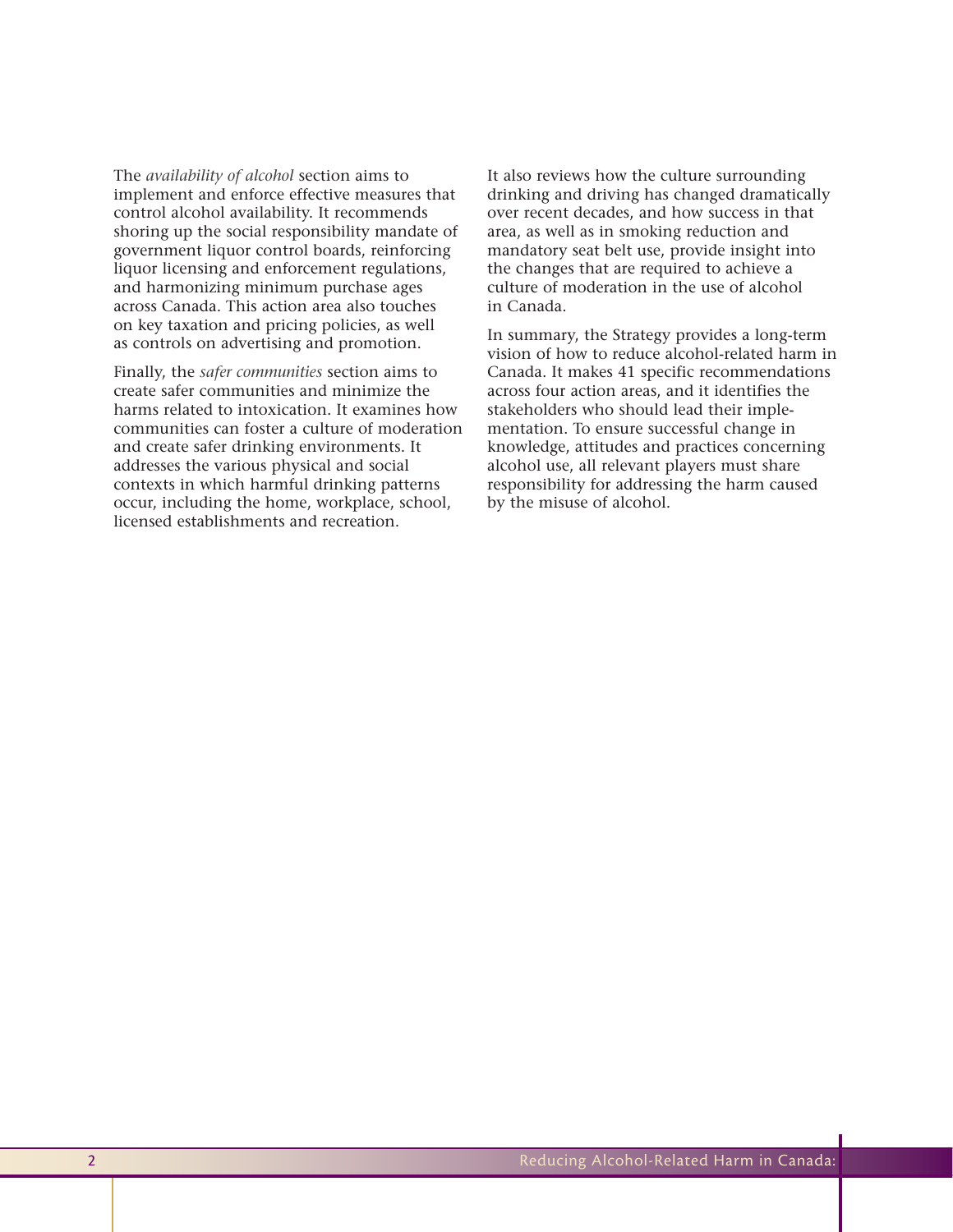The *availability of alcohol* section aims to implement and enforce effective measures that control alcohol availability. It recommends shoring up the social responsibility mandate of government liquor control boards, reinforcing liquor licensing and enforcement regulations, and harmonizing minimum purchase ages across Canada. This action area also touches on key taxation and pricing policies, as well as controls on advertising and promotion.

Finally, the *safer communities* section aims to create safer communities and minimize the harms related to intoxication. It examines how communities can foster a culture of moderation and create safer drinking environments. It addresses the various physical and social contexts in which harmful drinking patterns occur, including the home, workplace, school, licensed establishments and recreation.

It also reviews how the culture surrounding drinking and driving has changed dramatically over recent decades, and how success in that area, as well as in smoking reduction and mandatory seat belt use, provide insight into the changes that are required to achieve a culture of moderation in the use of alcohol in Canada.

In summary, the Strategy provides a long-term vision of how to reduce alcohol-related harm in Canada. It makes 41 specific recommendations across four action areas, and it identifies the stakeholders who should lead their implementation. To ensure successful change in knowledge, attitudes and practices concerning alcohol use, all relevant players must share responsibility for addressing the harm caused by the misuse of alcohol.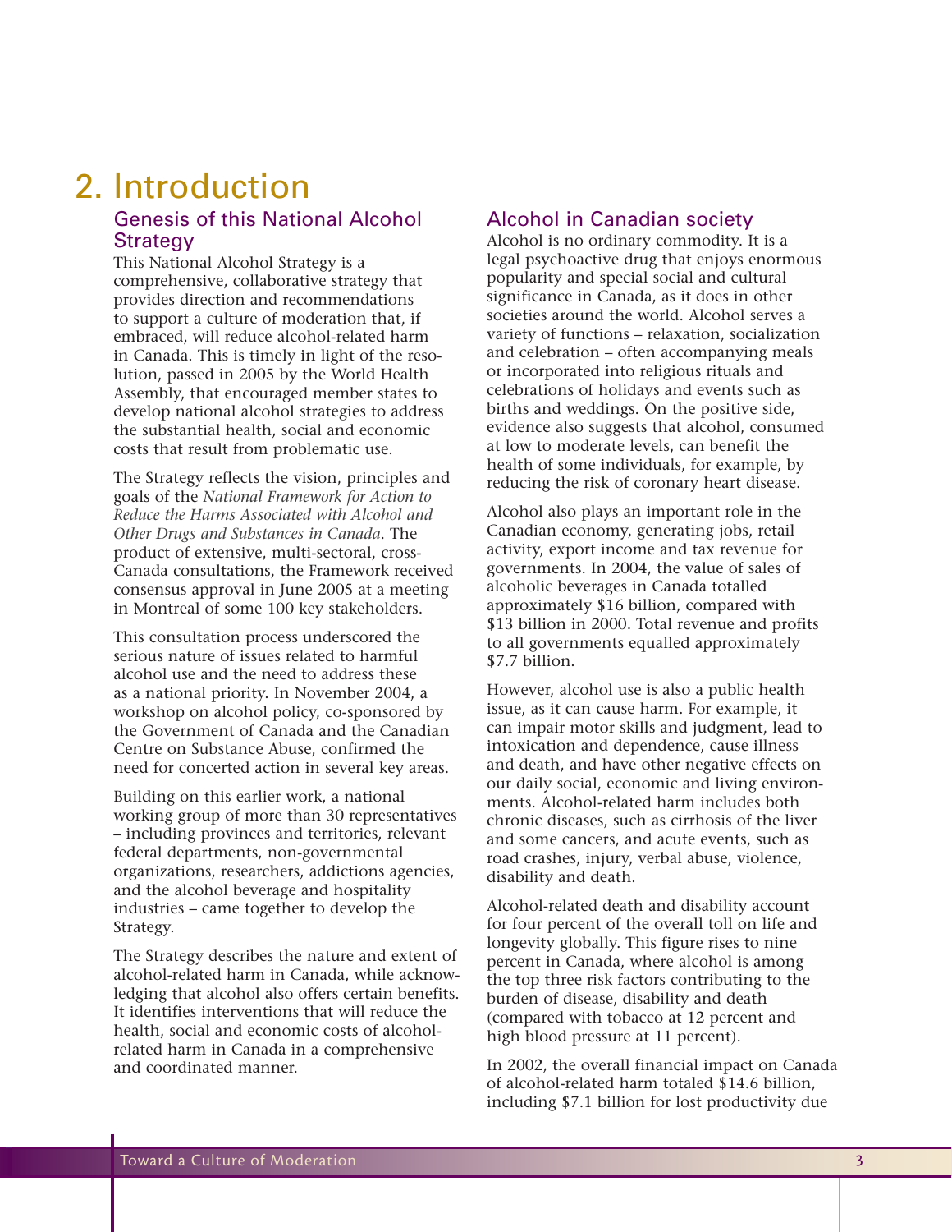# 2. Introduction

## Genesis of this National Alcohol Strategy

This National Alcohol Strategy is a comprehensive, collaborative strategy that provides direction and recommendations to support a culture of moderation that, if embraced, will reduce alcohol-related harm in Canada. This is timely in light of the resolution, passed in 2005 by the World Health Assembly, that encouraged member states to develop national alcohol strategies to address the substantial health, social and economic costs that result from problematic use.

The Strategy reflects the vision, principles and goals of the *National Framework for Action to Reduce the Harms Associated with Alcohol and Other Drugs and Substances in Canada*. The product of extensive, multi-sectoral, cross-Canada consultations, the Framework received consensus approval in June 2005 at a meeting in Montreal of some 100 key stakeholders.

This consultation process underscored the serious nature of issues related to harmful alcohol use and the need to address these as a national priority. In November 2004, a workshop on alcohol policy, co-sponsored by the Government of Canada and the Canadian Centre on Substance Abuse, confirmed the need for concerted action in several key areas.

Building on this earlier work, a national working group of more than 30 representatives – including provinces and territories, relevant federal departments, non-governmental organizations, researchers, addictions agencies, and the alcohol beverage and hospitality industries – came together to develop the Strategy.

The Strategy describes the nature and extent of alcohol-related harm in Canada, while acknowledging that alcohol also offers certain benefits. It identifies interventions that will reduce the health, social and economic costs of alcohol-related harm in Canada in a comprehensive and coordinated manner.

## Alcohol in Canadian society

Alcohol is no ordinary commodity. It is a legal psychoactive drug that enjoys enormous popularity and special social and cultural significance in Canada, as it does in other societies around the world. Alcohol serves a variety of functions – relaxation, socialization and celebration – often accompanying meals or incorporated into religious rituals and celebrations of holidays and events such as births and weddings. On the positive side, evidence also suggests that alcohol, consumed at low to moderate levels, can benefit the health of some individuals, for example, by reducing the risk of coronary heart disease.

Alcohol also plays an important role in the Canadian economy, generating jobs, retail activity, export income and tax revenue for governments. In 2004, the value of sales of alcoholic beverages in Canada totalled approximately $16 billion, compared with $13 billion in 2000. Total revenue and profits to all governments equalled approximately $7.7 billion.

However, alcohol use is also a public health issue, as it can cause harm. For example, it can impair motor skills and judgment, lead to intoxication and dependence, cause illness and death, and have other negative effects on our daily social, economic and living environments. Alcohol-related harm includes both chronic diseases, such as cirrhosis of the liver and some cancers, and acute events, such as road crashes, injury, verbal abuse, violence, disability and death.

Alcohol-related death and disability account for four percent of the overall toll on life and longevity globally. This figure rises to nine percent in Canada, where alcohol is among the top three risk factors contributing to the burden of disease, disability and death (compared with tobacco at 12 percent and high blood pressure at 11 percent).

In 2002, the overall financial impact on Canada of alcohol-related harm totaled $14.6 billion, including $7.1 billion for lost productivity due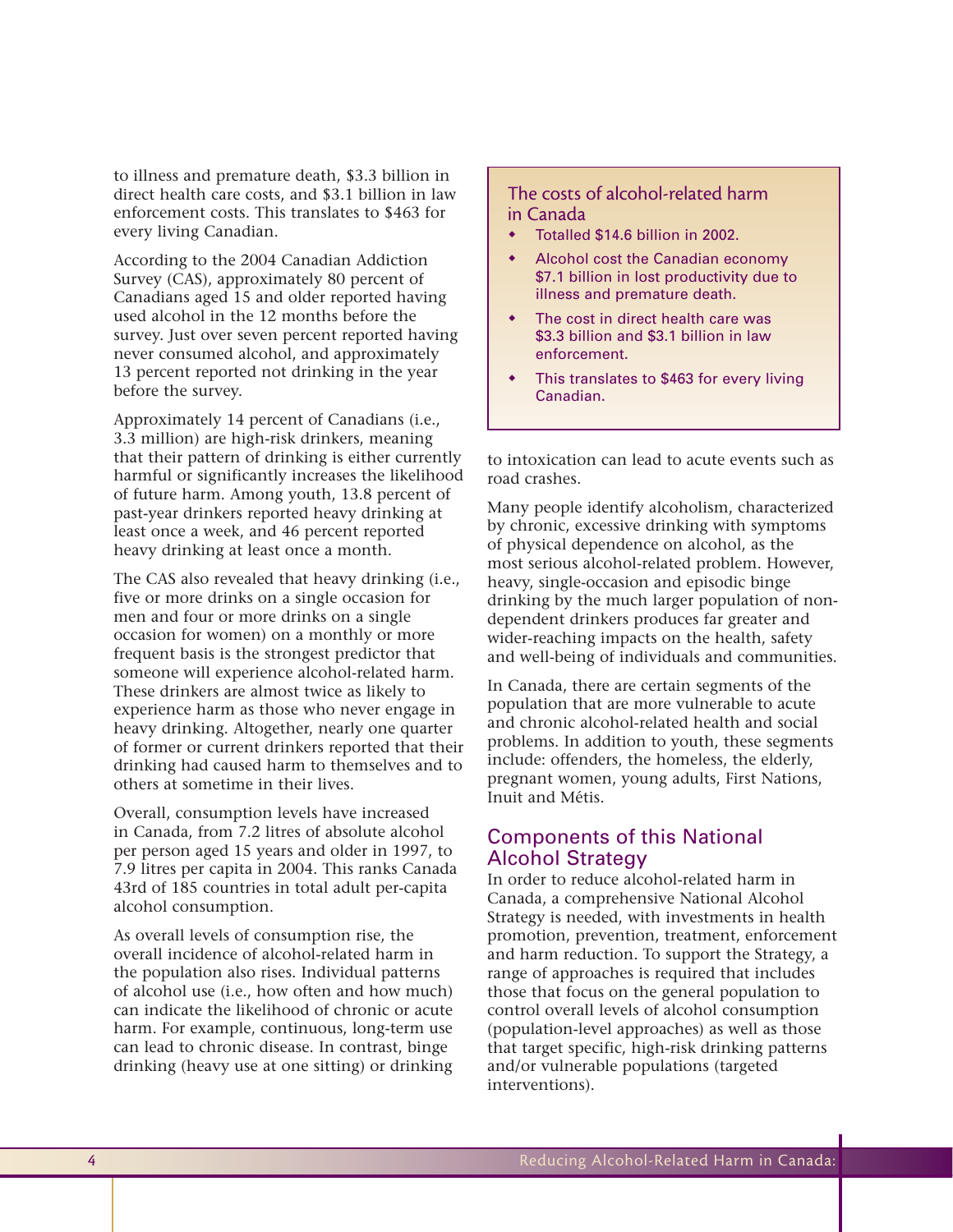to illness and premature death, $3.3 billion in direct health care costs, and $3.1 billion in law enforcement costs. This translates to $463 for every living Canadian.

According to the 2004 Canadian Addiction Survey (CAS), approximately 80 percent of Canadians aged 15 and older reported having used alcohol in the 12 months before the survey. Just over seven percent reported having never consumed alcohol, and approximately 13 percent reported not drinking in the year before the survey.

Approximately 14 percent of Canadians (i.e., 3.3 million) are high-risk drinkers, meaning that their pattern of drinking is either currently harmful or significantly increases the likelihood of future harm. Among youth, 13.8 percent of past-year drinkers reported heavy drinking at least once a week, and 46 percent reported heavy drinking at least once a month.

The CAS also revealed that heavy drinking (i.e., five or more drinks on a single occasion for men and four or more drinks on a single occasion for women) on a monthly or more frequent basis is the strongest predictor that someone will experience alcohol-related harm. These drinkers are almost twice as likely to experience harm as those who never engage in heavy drinking. Altogether, nearly one quarter of former or current drinkers reported that their drinking had caused harm to themselves and to others at sometime in their lives.

Overall, consumption levels have increased in Canada, from 7.2 litres of absolute alcohol per person aged 15 years and older in 1997, to 7.9 litres per capita in 2004. This ranks Canada 43rd of 185 countries in total adult per-capita alcohol consumption.

As overall levels of consumption rise, the overall incidence of alcohol-related harm in the population also rises. Individual patterns of alcohol use (i.e., how often and how much) can indicate the likelihood of chronic or acute harm. For example, continuous, long-term use can lead to chronic disease. In contrast, binge drinking (heavy use at one sitting) or drinking to intoxication can lead to acute events such as road crashes.

> **The costs of alcohol-related harm in Canada**
>
> - Totalled $14.6 billion in 2002.
> - Alcohol cost the Canadian economy $7.1 billion in lost productivity due to illness and premature death.
> - The cost in direct health care was $3.3 billion and $3.1 billion in law enforcement.
> - This translates to $463 for every living Canadian.

Many people identify alcoholism, characterized by chronic, excessive drinking with symptoms of physical dependence on alcohol, as the most serious alcohol-related problem. However, heavy, single-occasion and episodic binge drinking by the much larger population of non-dependent drinkers produces far greater and wider-reaching impacts on the health, safety and well-being of individuals and communities.

In Canada, there are certain segments of the population that are more vulnerable to acute and chronic alcohol-related health and social problems. In addition to youth, these segments include: offenders, the homeless, the elderly, pregnant women, young adults, First Nations, Inuit and Métis.

## Components of this National Alcohol Strategy

In order to reduce alcohol-related harm in Canada, a comprehensive National Alcohol Strategy is needed, with investments in health promotion, prevention, treatment, enforcement and harm reduction. To support the Strategy, a range of approaches is required that includes those that focus on the general population to control overall levels of alcohol consumption (population-level approaches) as well as those that target specific, high-risk drinking patterns and/or vulnerable populations (targeted interventions).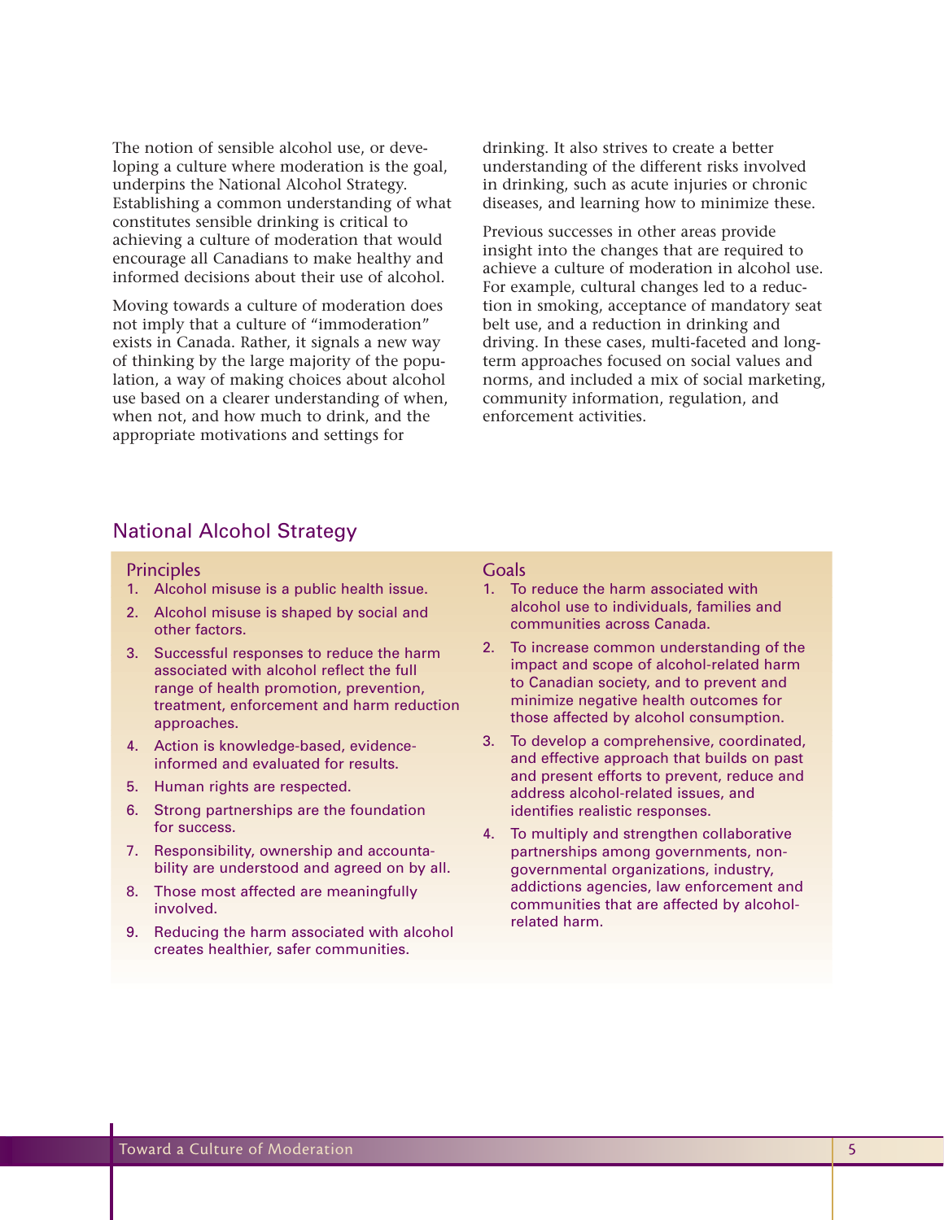The notion of sensible alcohol use, or developing a culture where moderation is the goal, underpins the National Alcohol Strategy. Establishing a common understanding of what constitutes sensible drinking is critical to achieving a culture of moderation that would encourage all Canadians to make healthy and informed decisions about their use of alcohol.

Moving towards a culture of moderation does not imply that a culture of "immoderation" exists in Canada. Rather, it signals a new way of thinking by the large majority of the population, a way of making choices about alcohol use based on a clearer understanding of when, when not, and how much to drink, and the appropriate motivations and settings for drinking. It also strives to create a better understanding of the different risks involved in drinking, such as acute injuries or chronic diseases, and learning how to minimize these.

Previous successes in other areas provide insight into the changes that are required to achieve a culture of moderation in alcohol use. For example, cultural changes led to a reduction in smoking, acceptance of mandatory seat belt use, and a reduction in drinking and driving. In these cases, multi-faceted and long-term approaches focused on social values and norms, and included a mix of social marketing, community information, regulation, and enforcement activities.

## National Alcohol Strategy

### Principles

1. Alcohol misuse is a public health issue.
2. Alcohol misuse is shaped by social and other factors.
3. Successful responses to reduce the harm associated with alcohol reflect the full range of health promotion, prevention, treatment, enforcement and harm reduction approaches.
4. Action is knowledge-based, evidence-informed and evaluated for results.
5. Human rights are respected.
6. Strong partnerships are the foundation for success.
7. Responsibility, ownership and accountability are understood and agreed on by all.
8. Those most affected are meaningfully involved.
9. Reducing the harm associated with alcohol creates healthier, safer communities.

### Goals

1. To reduce the harm associated with alcohol use to individuals, families and communities across Canada.
2. To increase common understanding of the impact and scope of alcohol-related harm to Canadian society, and to prevent and minimize negative health outcomes for those affected by alcohol consumption.
3. To develop a comprehensive, coordinated, and effective approach that builds on past and present efforts to prevent, reduce and address alcohol-related issues, and identifies realistic responses.
4. To multiply and strengthen collaborative partnerships among governments, non-governmental organizations, industry, addictions agencies, law enforcement and communities that are affected by alcohol-related harm.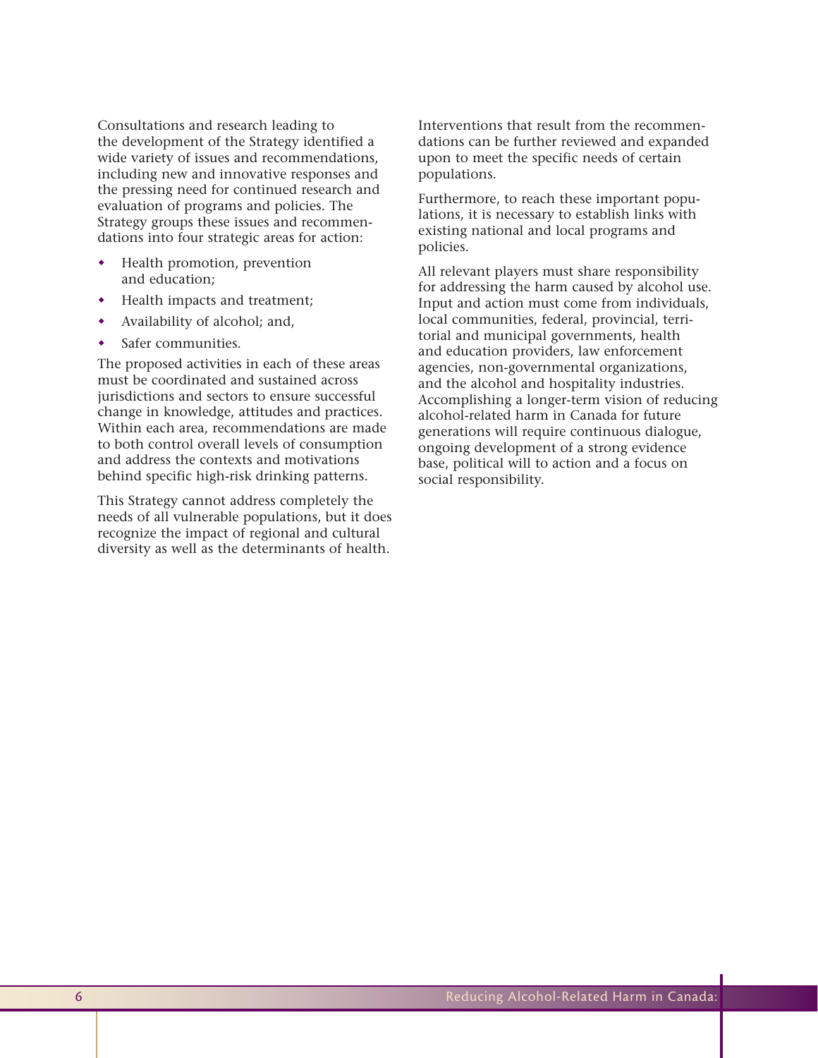Consultations and research leading to the development of the Strategy identified a wide variety of issues and recommendations, including new and innovative responses and the pressing need for continued research and evaluation of programs and policies. The Strategy groups these issues and recommendations into four strategic areas for action:

- Health promotion, prevention and education;
- Health impacts and treatment;
- Availability of alcohol; and,
- Safer communities.

The proposed activities in each of these areas must be coordinated and sustained across jurisdictions and sectors to ensure successful change in knowledge, attitudes and practices. Within each area, recommendations are made to both control overall levels of consumption and address the contexts and motivations behind specific high-risk drinking patterns.

This Strategy cannot address completely the needs of all vulnerable populations, but it does recognize the impact of regional and cultural diversity as well as the determinants of health. Interventions that result from the recommendations can be further reviewed and expanded upon to meet the specific needs of certain populations.

Furthermore, to reach these important populations, it is necessary to establish links with existing national and local programs and policies.

All relevant players must share responsibility for addressing the harm caused by alcohol use. Input and action must come from individuals, local communities, federal, provincial, territorial and municipal governments, health and education providers, law enforcement agencies, non-governmental organizations, and the alcohol and hospitality industries. Accomplishing a longer-term vision of reducing alcohol-related harm in Canada for future generations will require continuous dialogue, ongoing development of a strong evidence base, political will to action and a focus on social responsibility.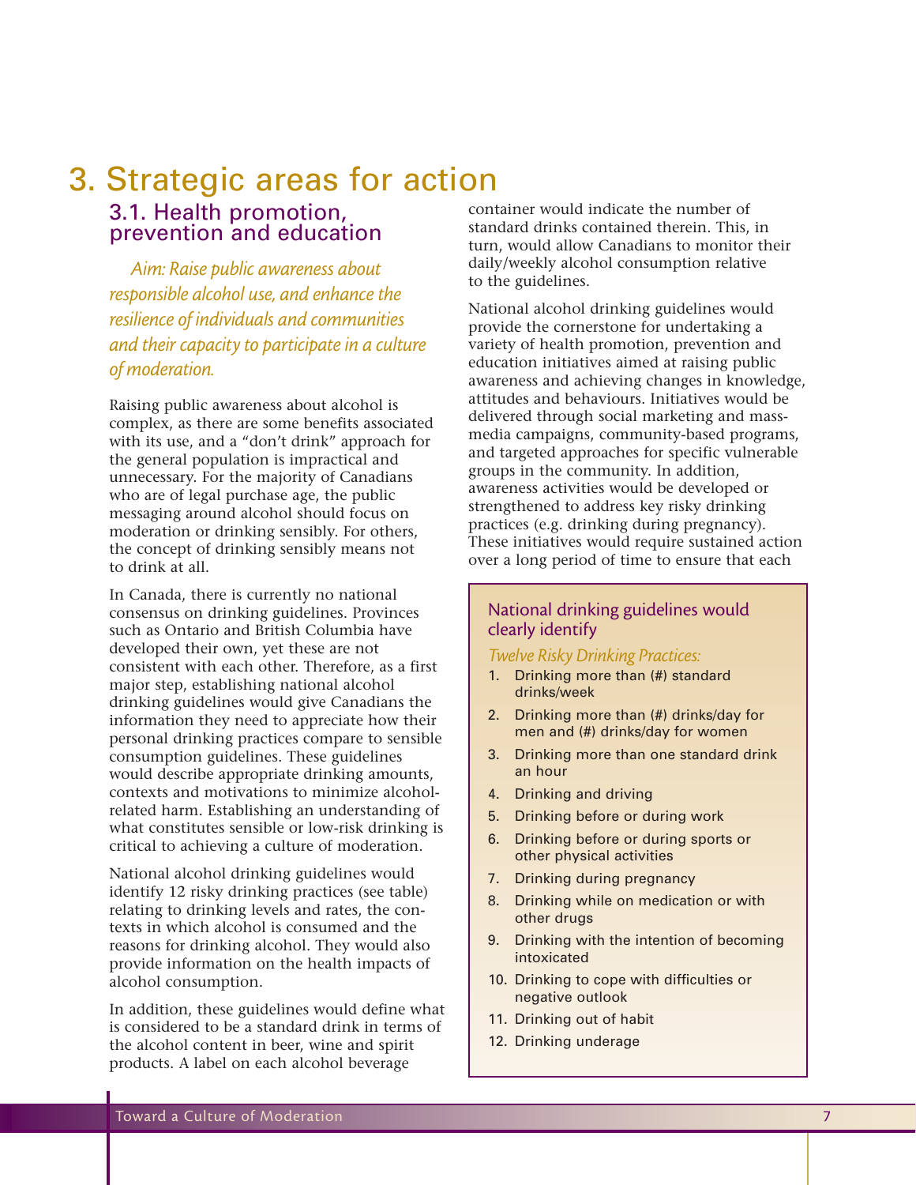# 3. Strategic areas for action

## 3.1. Health promotion, prevention and education

*Aim: Raise public awareness about responsible alcohol use, and enhance the resilience of individuals and communities and their capacity to participate in a culture of moderation.*

Raising public awareness about alcohol is complex, as there are some benefits associated with its use, and a “don’t drink” approach for the general population is impractical and unnecessary. For the majority of Canadians who are of legal purchase age, the public messaging around alcohol should focus on moderation or drinking sensibly. For others, the concept of drinking sensibly means not to drink at all.

In Canada, there is currently no national consensus on drinking guidelines. Provinces such as Ontario and British Columbia have developed their own, yet these are not consistent with each other. Therefore, as a first major step, establishing national alcohol drinking guidelines would give Canadians the information they need to appreciate how their personal drinking practices compare to sensible consumption guidelines. These guidelines would describe appropriate drinking amounts, contexts and motivations to minimize alcohol-related harm. Establishing an understanding of what constitutes sensible or low-risk drinking is critical to achieving a culture of moderation.

National alcohol drinking guidelines would identify 12 risky drinking practices (see table) relating to drinking levels and rates, the contexts in which alcohol is consumed and the reasons for drinking alcohol. They would also provide information on the health impacts of alcohol consumption.

In addition, these guidelines would define what is considered to be a standard drink in terms of the alcohol content in beer, wine and spirit products. A label on each alcohol beverage container would indicate the number of standard drinks contained therein. This, in turn, would allow Canadians to monitor their daily/weekly alcohol consumption relative to the guidelines.

National alcohol drinking guidelines would provide the cornerstone for undertaking a variety of health promotion, prevention and education initiatives aimed at raising public awareness and achieving changes in knowledge, attitudes and behaviours. Initiatives would be delivered through social marketing and mass-media campaigns, community-based programs, and targeted approaches for specific vulnerable groups in the community. In addition, awareness activities would be developed or strengthened to address key risky drinking practices (e.g. drinking during pregnancy). These initiatives would require sustained action over a long period of time to ensure that each

### National drinking guidelines would clearly identify

*Twelve Risky Drinking Practices:*

1. Drinking more than (#) standard drinks/week
2. Drinking more than (#) drinks/day for men and (#) drinks/day for women
3. Drinking more than one standard drink an hour
4. Drinking and driving
5. Drinking before or during work
6. Drinking before or during sports or other physical activities
7. Drinking during pregnancy
8. Drinking while on medication or with other drugs
9. Drinking with the intention of becoming intoxicated
10. Drinking to cope with difficulties or negative outlook
11. Drinking out of habit
12. Drinking underage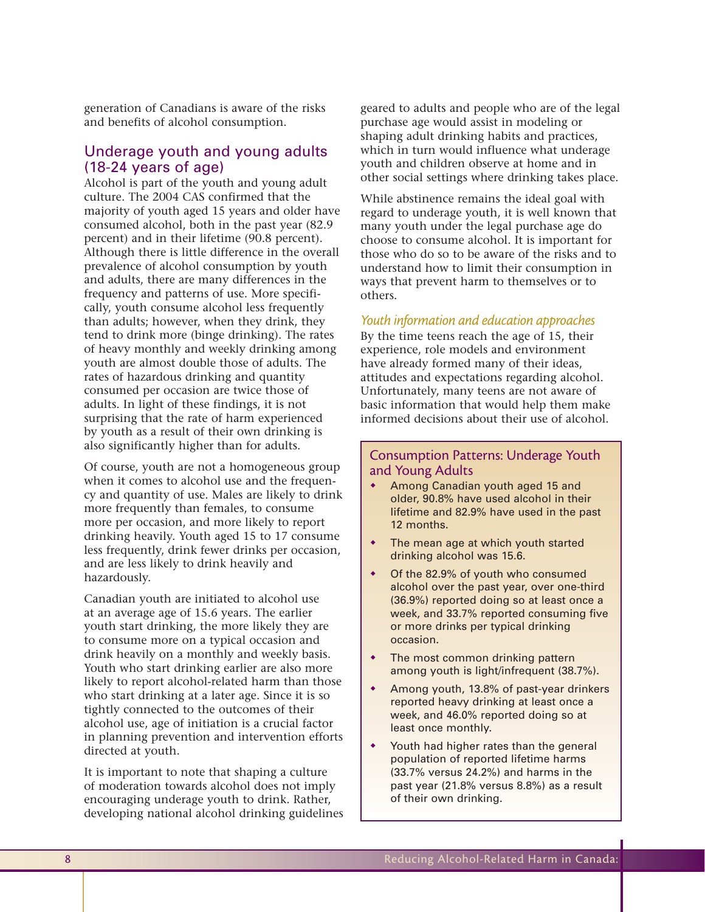generation of Canadians is aware of the risks and benefits of alcohol consumption.

## Underage youth and young adults (18-24 years of age)

Alcohol is part of the youth and young adult culture. The 2004 CAS confirmed that the majority of youth aged 15 years and older have consumed alcohol, both in the past year (82.9 percent) and in their lifetime (90.8 percent). Although there is little difference in the overall prevalence of alcohol consumption by youth and adults, there are many differences in the frequency and patterns of use. More specifically, youth consume alcohol less frequently than adults; however, when they drink, they tend to drink more (binge drinking). The rates of heavy monthly and weekly drinking among youth are almost double those of adults. The rates of hazardous drinking and quantity consumed per occasion are twice those of adults. In light of these findings, it is not surprising that the rate of harm experienced by youth as a result of their own drinking is also significantly higher than for adults.

Of course, youth are not a homogeneous group when it comes to alcohol use and the frequency and quantity of use. Males are likely to drink more frequently than females, to consume more per occasion, and more likely to report drinking heavily. Youth aged 15 to 17 consume less frequently, drink fewer drinks per occasion, and are less likely to drink heavily and hazardously.

Canadian youth are initiated to alcohol use at an average age of 15.6 years. The earlier youth start drinking, the more likely they are to consume more on a typical occasion and drink heavily on a monthly and weekly basis. Youth who start drinking earlier are also more likely to report alcohol-related harm than those who start drinking at a later age. Since it is so tightly connected to the outcomes of their alcohol use, age of initiation is a crucial factor in planning prevention and intervention efforts directed at youth.

It is important to note that shaping a culture of moderation towards alcohol does not imply encouraging underage youth to drink. Rather, developing national alcohol drinking guidelines geared to adults and people who are of the legal purchase age would assist in modeling or shaping adult drinking habits and practices, which in turn would influence what underage youth and children observe at home and in other social settings where drinking takes place.

While abstinence remains the ideal goal with regard to underage youth, it is well known that many youth under the legal purchase age do choose to consume alcohol. It is important for those who do so to be aware of the risks and to understand how to limit their consumption in ways that prevent harm to themselves or to others.

### *Youth information and education approaches*

By the time teens reach the age of 15, their experience, role models and environment have already formed many of their ideas, attitudes and expectations regarding alcohol. Unfortunately, many teens are not aware of basic information that would help them make informed decisions about their use of alcohol.

### Consumption Patterns: Underage Youth and Young Adults

- Among Canadian youth aged 15 and older, 90.8% have used alcohol in their lifetime and 82.9% have used in the past 12 months.
- The mean age at which youth started drinking alcohol was 15.6.
- Of the 82.9% of youth who consumed alcohol over the past year, over one-third (36.9%) reported doing so at least once a week, and 33.7% reported consuming five or more drinks per typical drinking occasion.
- The most common drinking pattern among youth is light/infrequent (38.7%).
- Among youth, 13.8% of past-year drinkers reported heavy drinking at least once a week, and 46.0% reported doing so at least once monthly.
- Youth had higher rates than the general population of reported lifetime harms (33.7% versus 24.2%) and harms in the past year (21.8% versus 8.8%) as a result of their own drinking.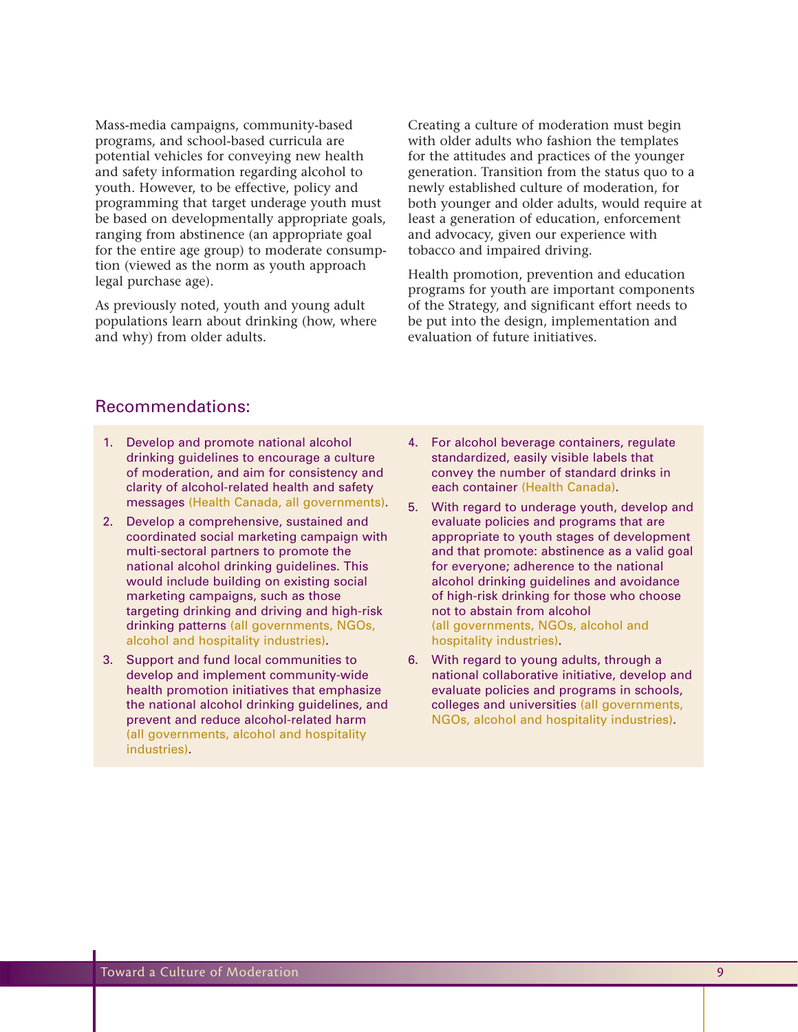Mass-media campaigns, community-based programs, and school-based curricula are potential vehicles for conveying new health and safety information regarding alcohol to youth. However, to be effective, policy and programming that target underage youth must be based on developmentally appropriate goals, ranging from abstinence (an appropriate goal for the entire age group) to moderate consumption (viewed as the norm as youth approach legal purchase age).

As previously noted, youth and young adult populations learn about drinking (how, where and why) from older adults.

Creating a culture of moderation must begin with older adults who fashion the templates for the attitudes and practices of the younger generation. Transition from the status quo to a newly established culture of moderation, for both younger and older adults, would require at least a generation of education, enforcement and advocacy, given our experience with tobacco and impaired driving.

Health promotion, prevention and education programs for youth are important components of the Strategy, and significant effort needs to be put into the design, implementation and evaluation of future initiatives.

## Recommendations:

1. Develop and promote national alcohol drinking guidelines to encourage a culture of moderation, and aim for consistency and clarity of alcohol-related health and safety messages (Health Canada, all governments).
2. Develop a comprehensive, sustained and coordinated social marketing campaign with multi-sectoral partners to promote the national alcohol drinking guidelines. This would include building on existing social marketing campaigns, such as those targeting drinking and driving and high-risk drinking patterns (all governments, NGOs, alcohol and hospitality industries).
3. Support and fund local communities to develop and implement community-wide health promotion initiatives that emphasize the national alcohol drinking guidelines, and prevent and reduce alcohol-related harm (all governments, alcohol and hospitality industries).
4. For alcohol beverage containers, regulate standardized, easily visible labels that convey the number of standard drinks in each container (Health Canada).
5. With regard to underage youth, develop and evaluate policies and programs that are appropriate to youth stages of development and that promote: abstinence as a valid goal for everyone; adherence to the national alcohol drinking guidelines and avoidance of high-risk drinking for those who choose not to abstain from alcohol (all governments, NGOs, alcohol and hospitality industries).
6. With regard to young adults, through a national collaborative initiative, develop and evaluate policies and programs in schools, colleges and universities (all governments, NGOs, alcohol and hospitality industries).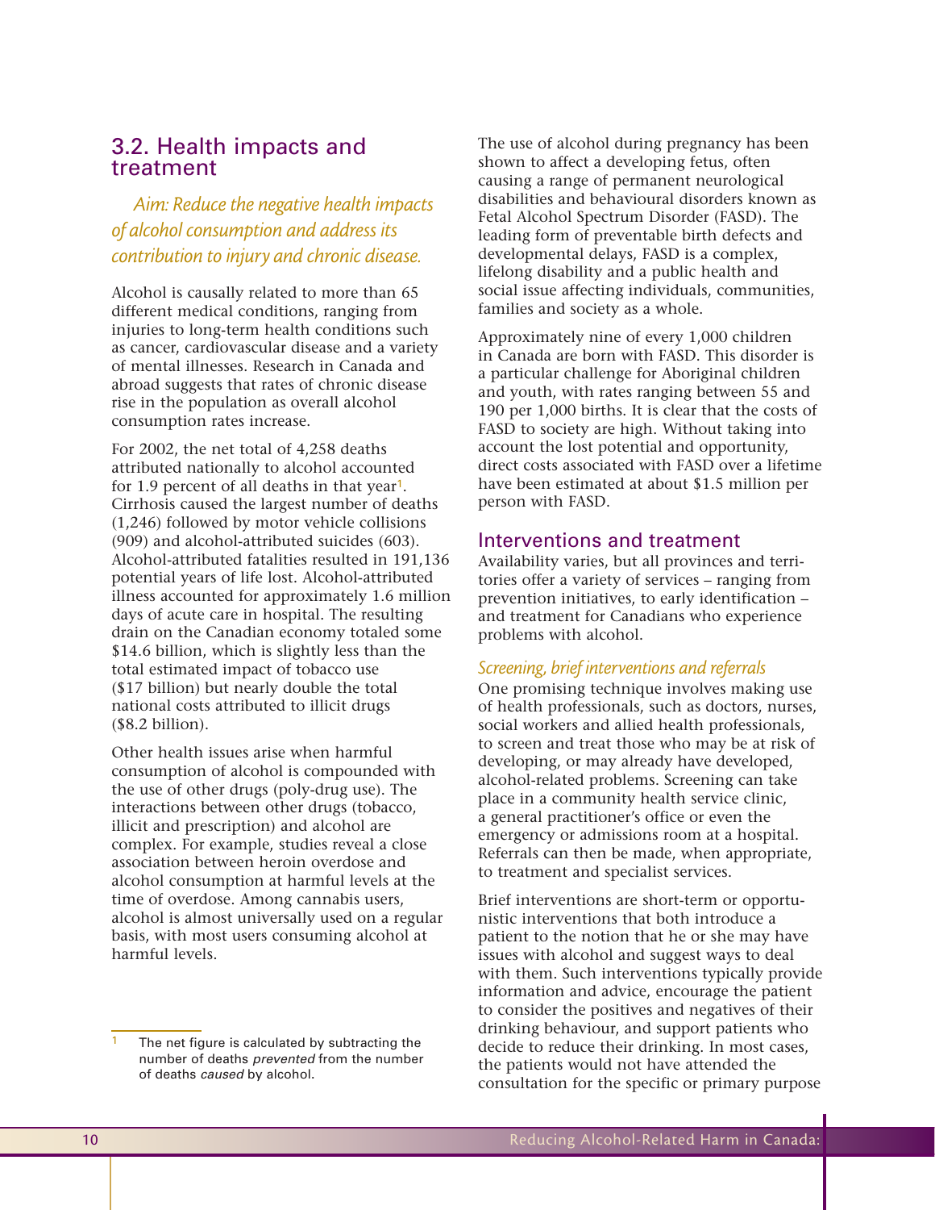## 3.2. Health impacts and treatment

*Aim: Reduce the negative health impacts of alcohol consumption and address its contribution to injury and chronic disease.*

Alcohol is causally related to more than 65 different medical conditions, ranging from injuries to long-term health conditions such as cancer, cardiovascular disease and a variety of mental illnesses. Research in Canada and abroad suggests that rates of chronic disease rise in the population as overall alcohol consumption rates increase.

For 2002, the net total of 4,258 deaths attributed nationally to alcohol accounted for 1.9 percent of all deaths in that year[1]. Cirrhosis caused the largest number of deaths (1,246) followed by motor vehicle collisions (909) and alcohol-attributed suicides (603). Alcohol-attributed fatalities resulted in 191,136 potential years of life lost. Alcohol-attributed illness accounted for approximately 1.6 million days of acute care in hospital. The resulting drain on the Canadian economy totaled some $14.6 billion, which is slightly less than the total estimated impact of tobacco use ($17 billion) but nearly double the total national costs attributed to illicit drugs ($8.2 billion).

Other health issues arise when harmful consumption of alcohol is compounded with the use of other drugs (poly-drug use). The interactions between other drugs (tobacco, illicit and prescription) and alcohol are complex. For example, studies reveal a close association between heroin overdose and alcohol consumption at harmful levels at the time of overdose. Among cannabis users, alcohol is almost universally used on a regular basis, with most users consuming alcohol at harmful levels.

[1] The net figure is calculated by subtracting the number of deaths *prevented* from the number of deaths *caused* by alcohol.

The use of alcohol during pregnancy has been shown to affect a developing fetus, often causing a range of permanent neurological disabilities and behavioural disorders known as Fetal Alcohol Spectrum Disorder (FASD). The leading form of preventable birth defects and developmental delays, FASD is a complex, lifelong disability and a public health and social issue affecting individuals, communities, families and society as a whole.

Approximately nine of every 1,000 children in Canada are born with FASD. This disorder is a particular challenge for Aboriginal children and youth, with rates ranging between 55 and 190 per 1,000 births. It is clear that the costs of FASD to society are high. Without taking into account the lost potential and opportunity, direct costs associated with FASD over a lifetime have been estimated at about $1.5 million per person with FASD.

### Interventions and treatment

Availability varies, but all provinces and territories offer a variety of services – ranging from prevention initiatives, to early identification – and treatment for Canadians who experience problems with alcohol.

#### *Screening, brief interventions and referrals*

One promising technique involves making use of health professionals, such as doctors, nurses, social workers and allied health professionals, to screen and treat those who may be at risk of developing, or may already have developed, alcohol-related problems. Screening can take place in a community health service clinic, a general practitioner's office or even the emergency or admissions room at a hospital. Referrals can then be made, when appropriate, to treatment and specialist services.

Brief interventions are short-term or opportunistic interventions that both introduce a patient to the notion that he or she may have issues with alcohol and suggest ways to deal with them. Such interventions typically provide information and advice, encourage the patient to consider the positives and negatives of their drinking behaviour, and support patients who decide to reduce their drinking. In most cases, the patients would not have attended the consultation for the specific or primary purpose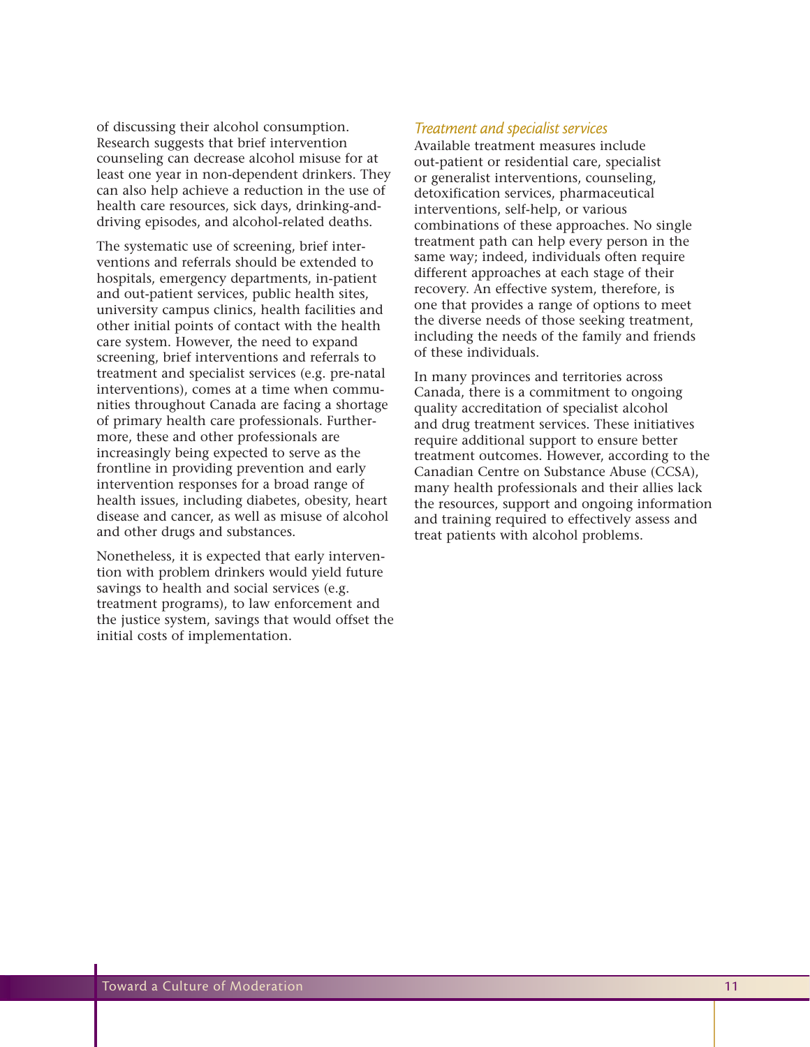of discussing their alcohol consumption. Research suggests that brief intervention counseling can decrease alcohol misuse for at least one year in non-dependent drinkers. They can also help achieve a reduction in the use of health care resources, sick days, drinking-and-driving episodes, and alcohol-related deaths.

The systematic use of screening, brief interventions and referrals should be extended to hospitals, emergency departments, in-patient and out-patient services, public health sites, university campus clinics, health facilities and other initial points of contact with the health care system. However, the need to expand screening, brief interventions and referrals to treatment and specialist services (e.g. pre-natal interventions), comes at a time when communities throughout Canada are facing a shortage of primary health care professionals. Furthermore, these and other professionals are increasingly being expected to serve as the frontline in providing prevention and early intervention responses for a broad range of health issues, including diabetes, obesity, heart disease and cancer, as well as misuse of alcohol and other drugs and substances.

Nonetheless, it is expected that early intervention with problem drinkers would yield future savings to health and social services (e.g. treatment programs), to law enforcement and the justice system, savings that would offset the initial costs of implementation.

### *Treatment and specialist services*

Available treatment measures include out-patient or residential care, specialist or generalist interventions, counseling, detoxification services, pharmaceutical interventions, self-help, or various combinations of these approaches. No single treatment path can help every person in the same way; indeed, individuals often require different approaches at each stage of their recovery. An effective system, therefore, is one that provides a range of options to meet the diverse needs of those seeking treatment, including the needs of the family and friends of these individuals.

In many provinces and territories across Canada, there is a commitment to ongoing quality accreditation of specialist alcohol and drug treatment services. These initiatives require additional support to ensure better treatment outcomes. However, according to the Canadian Centre on Substance Abuse (CCSA), many health professionals and their allies lack the resources, support and ongoing information and training required to effectively assess and treat patients with alcohol problems.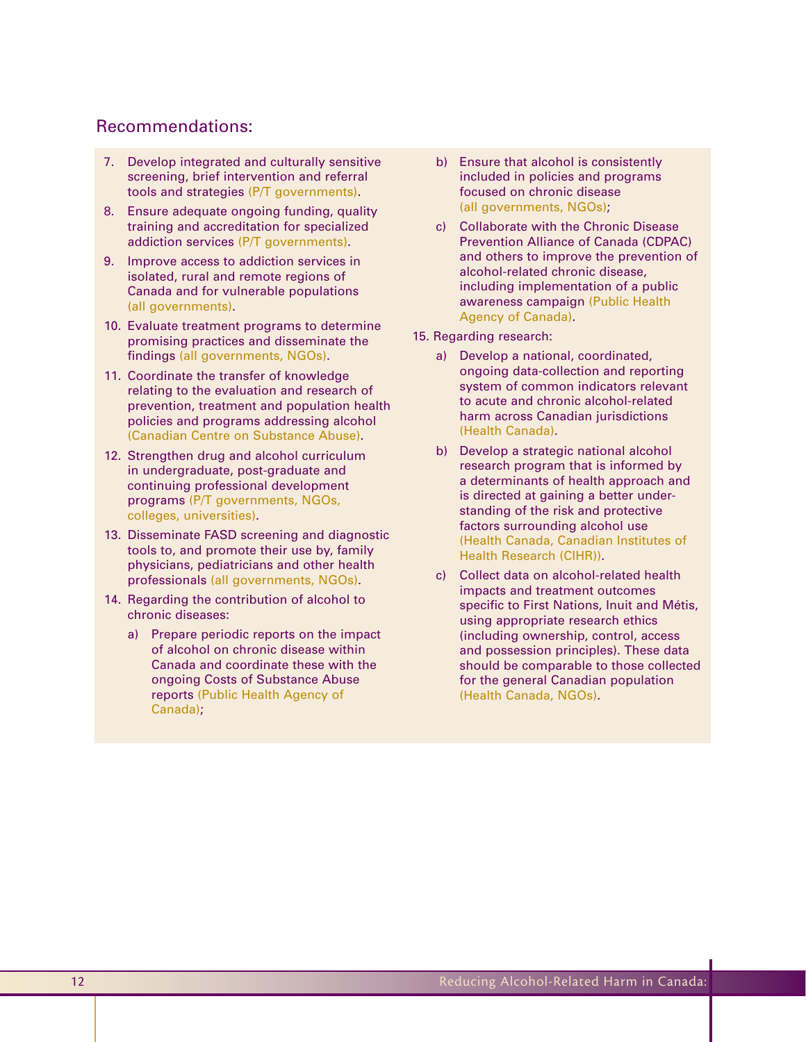## Recommendations:

7. Develop integrated and culturally sensitive screening, brief intervention and referral tools and strategies (P/T governments).
8. Ensure adequate ongoing funding, quality training and accreditation for specialized addiction services (P/T governments).
9. Improve access to addiction services in isolated, rural and remote regions of Canada and for vulnerable populations (all governments).
10. Evaluate treatment programs to determine promising practices and disseminate the findings (all governments, NGOs).
11. Coordinate the transfer of knowledge relating to the evaluation and research of prevention, treatment and population health policies and programs addressing alcohol (Canadian Centre on Substance Abuse).
12. Strengthen drug and alcohol curriculum in undergraduate, post-graduate and continuing professional development programs (P/T governments, NGOs, colleges, universities).
13. Disseminate FASD screening and diagnostic tools to, and promote their use by, family physicians, pediatricians and other health professionals (all governments, NGOs).
14. Regarding the contribution of alcohol to chronic diseases:
    a) Prepare periodic reports on the impact of alcohol on chronic disease within Canada and coordinate these with the ongoing Costs of Substance Abuse reports (Public Health Agency of Canada);
    b) Ensure that alcohol is consistently included in policies and programs focused on chronic disease (all governments, NGOs);
    c) Collaborate with the Chronic Disease Prevention Alliance of Canada (CDPAC) and others to improve the prevention of alcohol-related chronic disease, including implementation of a public awareness campaign (Public Health Agency of Canada).
15. Regarding research:
    a) Develop a national, coordinated, ongoing data-collection and reporting system of common indicators relevant to acute and chronic alcohol-related harm across Canadian jurisdictions (Health Canada).
    b) Develop a strategic national alcohol research program that is informed by a determinants of health approach and is directed at gaining a better understanding of the risk and protective factors surrounding alcohol use (Health Canada, Canadian Institutes of Health Research (CIHR)).
    c) Collect data on alcohol-related health impacts and treatment outcomes specific to First Nations, Inuit and Métis, using appropriate research ethics (including ownership, control, access and possession principles). These data should be comparable to those collected for the general Canadian population (Health Canada, NGOs).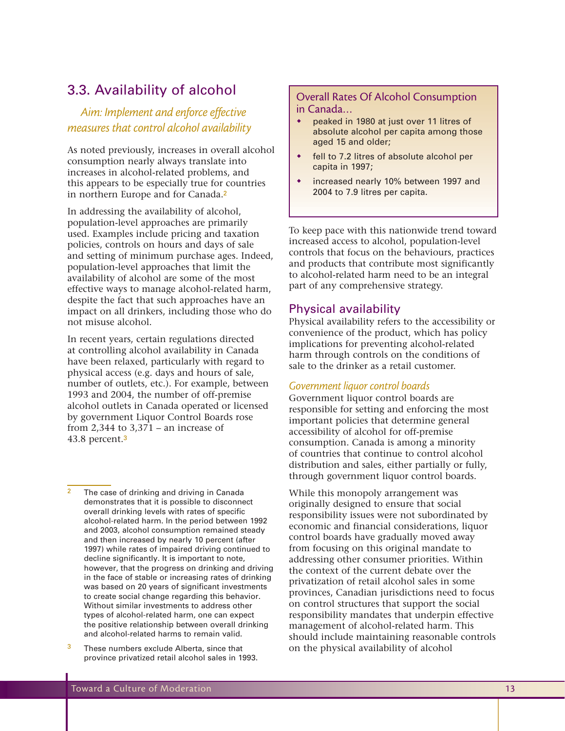## 3.3. Availability of alcohol

*Aim: Implement and enforce effective measures that control alcohol availability*

As noted previously, increases in overall alcohol consumption nearly always translate into increases in alcohol-related problems, and this appears to be especially true for countries in northern Europe and for Canada.[2]

In addressing the availability of alcohol, population-level approaches are primarily used. Examples include pricing and taxation policies, controls on hours and days of sale and setting of minimum purchase ages. Indeed, population-level approaches that limit the availability of alcohol are some of the most effective ways to manage alcohol-related harm, despite the fact that such approaches have an impact on all drinkers, including those who do not misuse alcohol.

In recent years, certain regulations directed at controlling alcohol availability in Canada have been relaxed, particularly with regard to physical access (e.g. days and hours of sale, number of outlets, etc.). For example, between 1993 and 2004, the number of off-premise alcohol outlets in Canada operated or licensed by government Liquor Control Boards rose from 2,344 to 3,371 – an increase of 43.8 percent.[3]

> **Overall Rates Of Alcohol Consumption in Canada…**
>
> - peaked in 1980 at just over 11 litres of absolute alcohol per capita among those aged 15 and older;
> - fell to 7.2 litres of absolute alcohol per capita in 1997;
> - increased nearly 10% between 1997 and 2004 to 7.9 litres per capita.

To keep pace with this nationwide trend toward increased access to alcohol, population-level controls that focus on the behaviours, practices and products that contribute most significantly to alcohol-related harm need to be an integral part of any comprehensive strategy.

### Physical availability

Physical availability refers to the accessibility or convenience of the product, which has policy implications for preventing alcohol-related harm through controls on the conditions of sale to the drinker as a retail customer.

#### *Government liquor control boards*

Government liquor control boards are responsible for setting and enforcing the most important policies that determine general accessibility of alcohol for off-premise consumption. Canada is among a minority of countries that continue to control alcohol distribution and sales, either partially or fully, through government liquor control boards.

While this monopoly arrangement was originally designed to ensure that social responsibility issues were not subordinated by economic and financial considerations, liquor control boards have gradually moved away from focusing on this original mandate to addressing other consumer priorities. Within the context of the current debate over the privatization of retail alcohol sales in some provinces, Canadian jurisdictions need to focus on control structures that support the social responsibility mandates that underpin effective management of alcohol-related harm. This should include maintaining reasonable controls on the physical availability of alcohol

---

[2] The case of drinking and driving in Canada demonstrates that it is possible to disconnect overall drinking levels with rates of specific alcohol-related harm. In the period between 1992 and 2003, alcohol consumption remained steady and then increased by nearly 10 percent (after 1997) while rates of impaired driving continued to decline significantly. It is important to note, however, that the progress on drinking and driving in the face of stable or increasing rates of drinking was based on 20 years of significant investments to create social change regarding this behavior. Without similar investments to address other types of alcohol-related harm, one can expect the positive relationship between overall drinking and alcohol-related harms to remain valid.

[3] These numbers exclude Alberta, since that province privatized retail alcohol sales in 1993.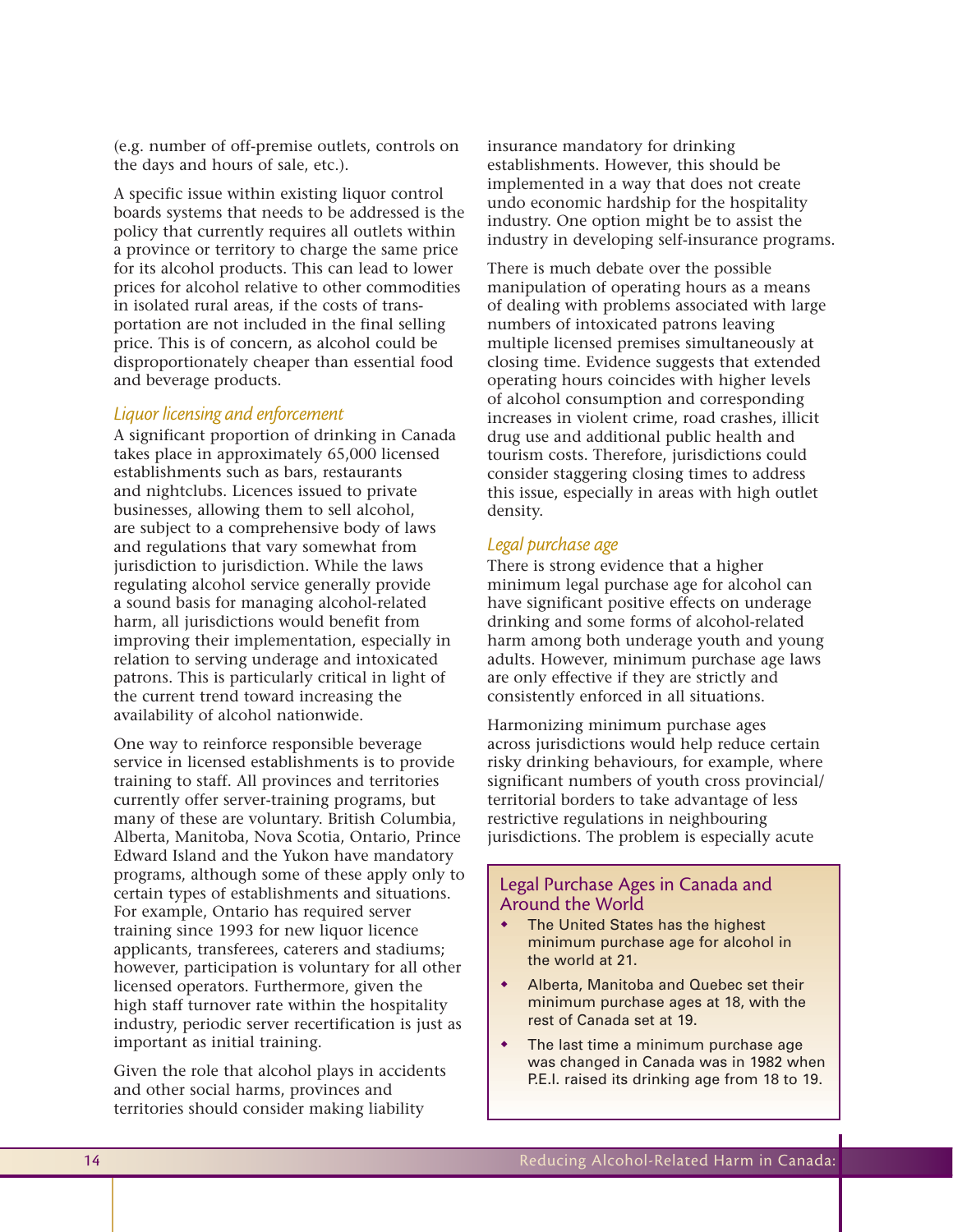(e.g. number of off-premise outlets, controls on the days and hours of sale, etc.).

A specific issue within existing liquor control boards systems that needs to be addressed is the policy that currently requires all outlets within a province or territory to charge the same price for its alcohol products. This can lead to lower prices for alcohol relative to other commodities in isolated rural areas, if the costs of transportation are not included in the final selling price. This is of concern, as alcohol could be disproportionately cheaper than essential food and beverage products.

### *Liquor licensing and enforcement*

A significant proportion of drinking in Canada takes place in approximately 65,000 licensed establishments such as bars, restaurants and nightclubs. Licences issued to private businesses, allowing them to sell alcohol, are subject to a comprehensive body of laws and regulations that vary somewhat from jurisdiction to jurisdiction. While the laws regulating alcohol service generally provide a sound basis for managing alcohol-related harm, all jurisdictions would benefit from improving their implementation, especially in relation to serving underage and intoxicated patrons. This is particularly critical in light of the current trend toward increasing the availability of alcohol nationwide.

One way to reinforce responsible beverage service in licensed establishments is to provide training to staff. All provinces and territories currently offer server-training programs, but many of these are voluntary. British Columbia, Alberta, Manitoba, Nova Scotia, Ontario, Prince Edward Island and the Yukon have mandatory programs, although some of these apply only to certain types of establishments and situations. For example, Ontario has required server training since 1993 for new liquor licence applicants, transferees, caterers and stadiums; however, participation is voluntary for all other licensed operators. Furthermore, given the high staff turnover rate within the hospitality industry, periodic server recertification is just as important as initial training.

Given the role that alcohol plays in accidents and other social harms, provinces and territories should consider making liability insurance mandatory for drinking establishments. However, this should be implemented in a way that does not create undo economic hardship for the hospitality industry. One option might be to assist the industry in developing self-insurance programs.

There is much debate over the possible manipulation of operating hours as a means of dealing with problems associated with large numbers of intoxicated patrons leaving multiple licensed premises simultaneously at closing time. Evidence suggests that extended operating hours coincides with higher levels of alcohol consumption and corresponding increases in violent crime, road crashes, illicit drug use and additional public health and tourism costs. Therefore, jurisdictions could consider staggering closing times to address this issue, especially in areas with high outlet density.

### *Legal purchase age*

There is strong evidence that a higher minimum legal purchase age for alcohol can have significant positive effects on underage drinking and some forms of alcohol-related harm among both underage youth and young adults. However, minimum purchase age laws are only effective if they are strictly and consistently enforced in all situations.

Harmonizing minimum purchase ages across jurisdictions would help reduce certain risky drinking behaviours, for example, where significant numbers of youth cross provincial/territorial borders to take advantage of less restrictive regulations in neighbouring jurisdictions. The problem is especially acute

> **Legal Purchase Ages in Canada and Around the World**
>
> - The United States has the highest minimum purchase age for alcohol in the world at 21.
> - Alberta, Manitoba and Quebec set their minimum purchase ages at 18, with the rest of Canada set at 19.
> - The last time a minimum purchase age was changed in Canada was in 1982 when P.E.I. raised its drinking age from 18 to 19.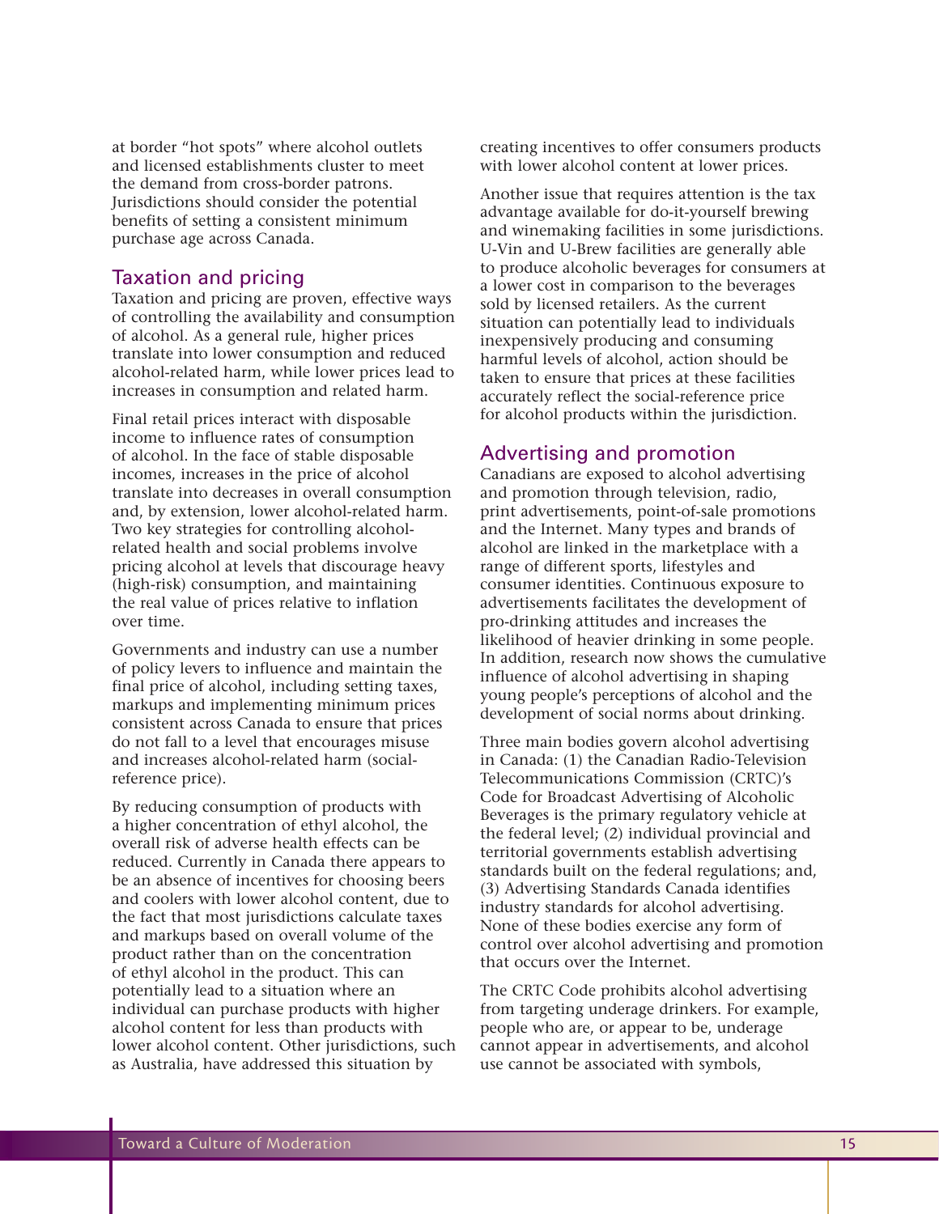at border "hot spots" where alcohol outlets and licensed establishments cluster to meet the demand from cross-border patrons. Jurisdictions should consider the potential benefits of setting a consistent minimum purchase age across Canada.

## Taxation and pricing

Taxation and pricing are proven, effective ways of controlling the availability and consumption of alcohol. As a general rule, higher prices translate into lower consumption and reduced alcohol-related harm, while lower prices lead to increases in consumption and related harm.

Final retail prices interact with disposable income to influence rates of consumption of alcohol. In the face of stable disposable incomes, increases in the price of alcohol translate into decreases in overall consumption and, by extension, lower alcohol-related harm. Two key strategies for controlling alcohol-related health and social problems involve pricing alcohol at levels that discourage heavy (high-risk) consumption, and maintaining the real value of prices relative to inflation over time.

Governments and industry can use a number of policy levers to influence and maintain the final price of alcohol, including setting taxes, markups and implementing minimum prices consistent across Canada to ensure that prices do not fall to a level that encourages misuse and increases alcohol-related harm (social-reference price).

By reducing consumption of products with a higher concentration of ethyl alcohol, the overall risk of adverse health effects can be reduced. Currently in Canada there appears to be an absence of incentives for choosing beers and coolers with lower alcohol content, due to the fact that most jurisdictions calculate taxes and markups based on overall volume of the product rather than on the concentration of ethyl alcohol in the product. This can potentially lead to a situation where an individual can purchase products with higher alcohol content for less than products with lower alcohol content. Other jurisdictions, such as Australia, have addressed this situation by creating incentives to offer consumers products with lower alcohol content at lower prices.

Another issue that requires attention is the tax advantage available for do-it-yourself brewing and winemaking facilities in some jurisdictions. U-Vin and U-Brew facilities are generally able to produce alcoholic beverages for consumers at a lower cost in comparison to the beverages sold by licensed retailers. As the current situation can potentially lead to individuals inexpensively producing and consuming harmful levels of alcohol, action should be taken to ensure that prices at these facilities accurately reflect the social-reference price for alcohol products within the jurisdiction.

## Advertising and promotion

Canadians are exposed to alcohol advertising and promotion through television, radio, print advertisements, point-of-sale promotions and the Internet. Many types and brands of alcohol are linked in the marketplace with a range of different sports, lifestyles and consumer identities. Continuous exposure to advertisements facilitates the development of pro-drinking attitudes and increases the likelihood of heavier drinking in some people. In addition, research now shows the cumulative influence of alcohol advertising in shaping young people's perceptions of alcohol and the development of social norms about drinking.

Three main bodies govern alcohol advertising in Canada: (1) the Canadian Radio-Television Telecommunications Commission (CRTC)'s Code for Broadcast Advertising of Alcoholic Beverages is the primary regulatory vehicle at the federal level; (2) individual provincial and territorial governments establish advertising standards built on the federal regulations; and, (3) Advertising Standards Canada identifies industry standards for alcohol advertising. None of these bodies exercise any form of control over alcohol advertising and promotion that occurs over the Internet.

The CRTC Code prohibits alcohol advertising from targeting underage drinkers. For example, people who are, or appear to be, underage cannot appear in advertisements, and alcohol use cannot be associated with symbols,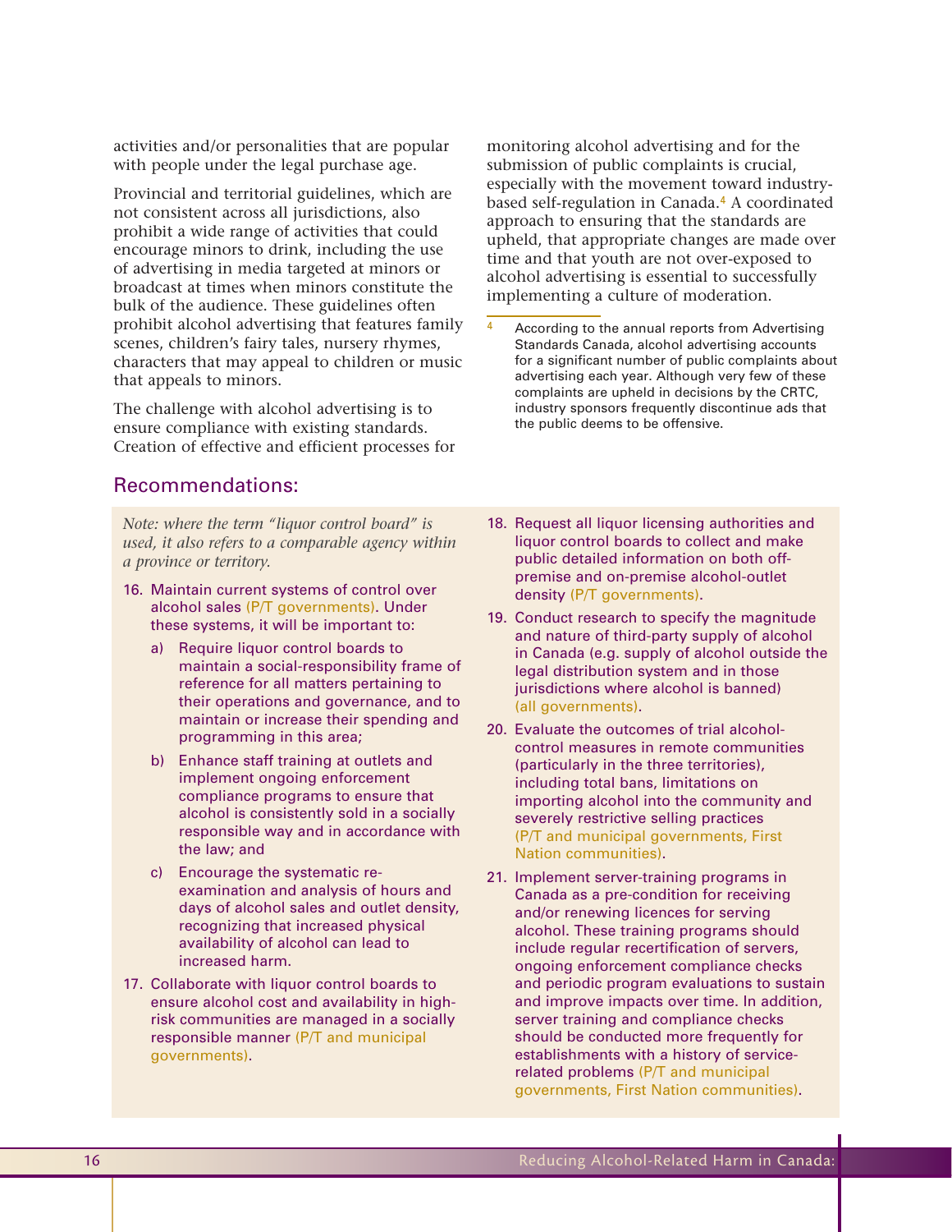activities and/or personalities that are popular with people under the legal purchase age.

Provincial and territorial guidelines, which are not consistent across all jurisdictions, also prohibit a wide range of activities that could encourage minors to drink, including the use of advertising in media targeted at minors or broadcast at times when minors constitute the bulk of the audience. These guidelines often prohibit alcohol advertising that features family scenes, children's fairy tales, nursery rhymes, characters that may appeal to children or music that appeals to minors.

The challenge with alcohol advertising is to ensure compliance with existing standards. Creation of effective and efficient processes for monitoring alcohol advertising and for the submission of public complaints is crucial, especially with the movement toward industry-based self-regulation in Canada.[4] A coordinated approach to ensuring that the standards are upheld, that appropriate changes are made over time and that youth are not over-exposed to alcohol advertising is essential to successfully implementing a culture of moderation.

[4] According to the annual reports from Advertising Standards Canada, alcohol advertising accounts for a significant number of public complaints about advertising each year. Although very few of these complaints are upheld in decisions by the CRTC, industry sponsors frequently discontinue ads that the public deems to be offensive.

## Recommendations:

*Note: where the term "liquor control board" is used, it also refers to a comparable agency within a province or territory.*

16. Maintain current systems of control over alcohol sales (P/T governments). Under these systems, it will be important to:
    a) Require liquor control boards to maintain a social-responsibility frame of reference for all matters pertaining to their operations and governance, and to maintain or increase their spending and programming in this area;
    b) Enhance staff training at outlets and implement ongoing enforcement compliance programs to ensure that alcohol is consistently sold in a socially responsible way and in accordance with the law; and
    c) Encourage the systematic re-examination and analysis of hours and days of alcohol sales and outlet density, recognizing that increased physical availability of alcohol can lead to increased harm.
17. Collaborate with liquor control boards to ensure alcohol cost and availability in high-risk communities are managed in a socially responsible manner (P/T and municipal governments).
18. Request all liquor licensing authorities and liquor control boards to collect and make public detailed information on both off-premise and on-premise alcohol-outlet density (P/T governments).
19. Conduct research to specify the magnitude and nature of third-party supply of alcohol in Canada (e.g. supply of alcohol outside the legal distribution system and in those jurisdictions where alcohol is banned) (all governments).
20. Evaluate the outcomes of trial alcohol-control measures in remote communities (particularly in the three territories), including total bans, limitations on importing alcohol into the community and severely restrictive selling practices (P/T and municipal governments, First Nation communities).
21. Implement server-training programs in Canada as a pre-condition for receiving and/or renewing licences for serving alcohol. These training programs should include regular recertification of servers, ongoing enforcement compliance checks and periodic program evaluations to sustain and improve impacts over time. In addition, server training and compliance checks should be conducted more frequently for establishments with a history of service-related problems (P/T and municipal governments, First Nation communities).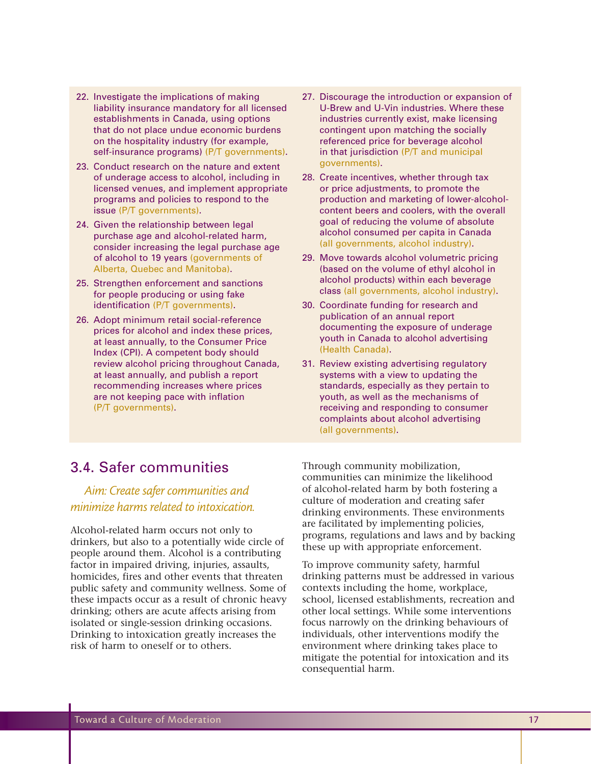22. Investigate the implications of making liability insurance mandatory for all licensed establishments in Canada, using options that do not place undue economic burdens on the hospitality industry (for example, self-insurance programs) (P/T governments).
23. Conduct research on the nature and extent of underage access to alcohol, including in licensed venues, and implement appropriate programs and policies to respond to the issue (P/T governments).
24. Given the relationship between legal purchase age and alcohol-related harm, consider increasing the legal purchase age of alcohol to 19 years (governments of Alberta, Quebec and Manitoba).
25. Strengthen enforcement and sanctions for people producing or using fake identification (P/T governments).
26. Adopt minimum retail social-reference prices for alcohol and index these prices, at least annually, to the Consumer Price Index (CPI). A competent body should review alcohol pricing throughout Canada, at least annually, and publish a report recommending increases where prices are not keeping pace with inflation (P/T governments).
27. Discourage the introduction or expansion of U-Brew and U-Vin industries. Where these industries currently exist, make licensing contingent upon matching the socially referenced price for beverage alcohol in that jurisdiction (P/T and municipal governments).
28. Create incentives, whether through tax or price adjustments, to promote the production and marketing of lower-alcohol-content beers and coolers, with the overall goal of reducing the volume of absolute alcohol consumed per capita in Canada (all governments, alcohol industry).
29. Move towards alcohol volumetric pricing (based on the volume of ethyl alcohol in alcohol products) within each beverage class (all governments, alcohol industry).
30. Coordinate funding for research and publication of an annual report documenting the exposure of underage youth in Canada to alcohol advertising (Health Canada).
31. Review existing advertising regulatory systems with a view to updating the standards, especially as they pertain to youth, as well as the mechanisms of receiving and responding to consumer complaints about alcohol advertising (all governments).

## 3.4. Safer communities

*Aim: Create safer communities and minimize harms related to intoxication.*

Alcohol-related harm occurs not only to drinkers, but also to a potentially wide circle of people around them. Alcohol is a contributing factor in impaired driving, injuries, assaults, homicides, fires and other events that threaten public safety and community wellness. Some of these impacts occur as a result of chronic heavy drinking; others are acute affects arising from isolated or single-session drinking occasions. Drinking to intoxication greatly increases the risk of harm to oneself or to others.

Through community mobilization, communities can minimize the likelihood of alcohol-related harm by both fostering a culture of moderation and creating safer drinking environments. These environments are facilitated by implementing policies, programs, regulations and laws and by backing these up with appropriate enforcement.

To improve community safety, harmful drinking patterns must be addressed in various contexts including the home, workplace, school, licensed establishments, recreation and other local settings. While some interventions focus narrowly on the drinking behaviours of individuals, other interventions modify the environment where drinking takes place to mitigate the potential for intoxication and its consequential harm.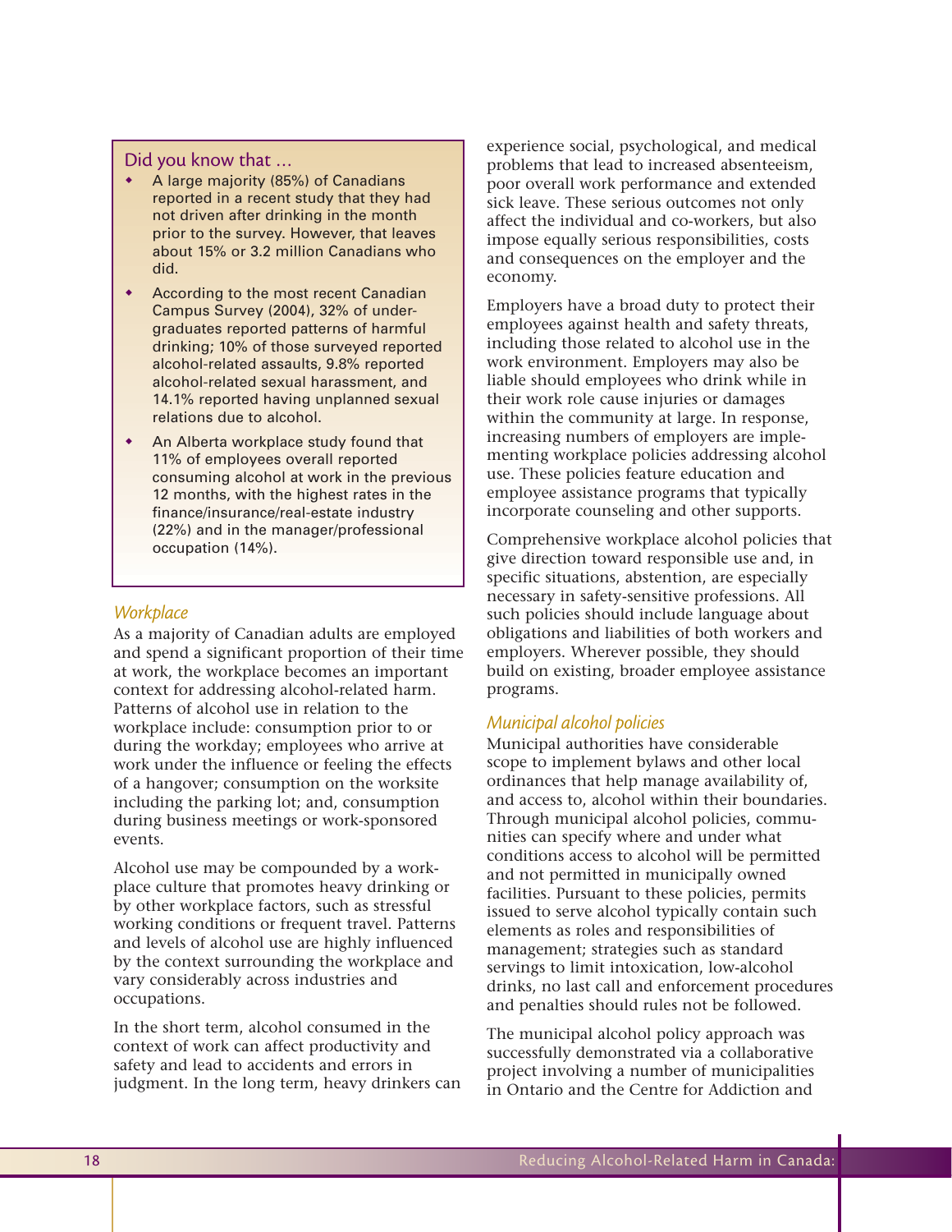### Did you know that ...

- A large majority (85%) of Canadians reported in a recent study that they had not driven after drinking in the month prior to the survey. However, that leaves about 15% or 3.2 million Canadians who did.
- According to the most recent Canadian Campus Survey (2004), 32% of undergraduates reported patterns of harmful drinking; 10% of those surveyed reported alcohol-related assaults, 9.8% reported alcohol-related sexual harassment, and 14.1% reported having unplanned sexual relations due to alcohol.
- An Alberta workplace study found that 11% of employees overall reported consuming alcohol at work in the previous 12 months, with the highest rates in the finance/insurance/real-estate industry (22%) and in the manager/professional occupation (14%).

### *Workplace*

As a majority of Canadian adults are employed and spend a significant proportion of their time at work, the workplace becomes an important context for addressing alcohol-related harm. Patterns of alcohol use in relation to the workplace include: consumption prior to or during the workday; employees who arrive at work under the influence or feeling the effects of a hangover; consumption on the worksite including the parking lot; and, consumption during business meetings or work-sponsored events.

Alcohol use may be compounded by a workplace culture that promotes heavy drinking or by other workplace factors, such as stressful working conditions or frequent travel. Patterns and levels of alcohol use are highly influenced by the context surrounding the workplace and vary considerably across industries and occupations.

In the short term, alcohol consumed in the context of work can affect productivity and safety and lead to accidents and errors in judgment. In the long term, heavy drinkers can experience social, psychological, and medical problems that lead to increased absenteeism, poor overall work performance and extended sick leave. These serious outcomes not only affect the individual and co-workers, but also impose equally serious responsibilities, costs and consequences on the employer and the economy.

Employers have a broad duty to protect their employees against health and safety threats, including those related to alcohol use in the work environment. Employers may also be liable should employees who drink while in their work role cause injuries or damages within the community at large. In response, increasing numbers of employers are implementing workplace policies addressing alcohol use. These policies feature education and employee assistance programs that typically incorporate counseling and other supports.

Comprehensive workplace alcohol policies that give direction toward responsible use and, in specific situations, abstention, are especially necessary in safety-sensitive professions. All such policies should include language about obligations and liabilities of both workers and employers. Wherever possible, they should build on existing, broader employee assistance programs.

### *Municipal alcohol policies*

Municipal authorities have considerable scope to implement bylaws and other local ordinances that help manage availability of, and access to, alcohol within their boundaries. Through municipal alcohol policies, communities can specify where and under what conditions access to alcohol will be permitted and not permitted in municipally owned facilities. Pursuant to these policies, permits issued to serve alcohol typically contain such elements as roles and responsibilities of management; strategies such as standard servings to limit intoxication, low-alcohol drinks, no last call and enforcement procedures and penalties should rules not be followed.

The municipal alcohol policy approach was successfully demonstrated via a collaborative project involving a number of municipalities in Ontario and the Centre for Addiction and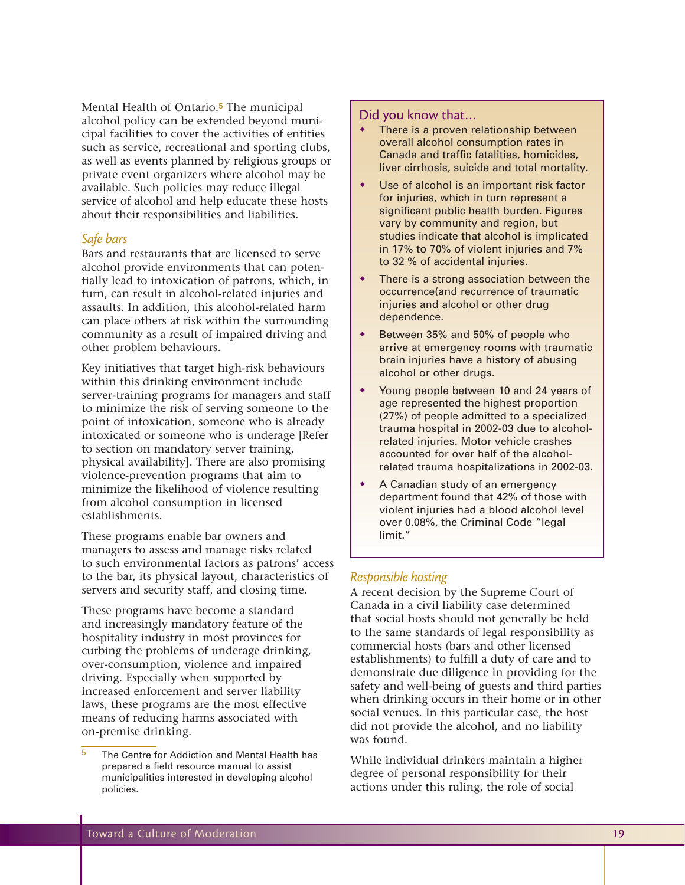Mental Health of Ontario.[5] The municipal alcohol policy can be extended beyond municipal facilities to cover the activities of entities such as service, recreational and sporting clubs, as well as events planned by religious groups or private event organizers where alcohol may be available. Such policies may reduce illegal service of alcohol and help educate these hosts about their responsibilities and liabilities.

### *Safe bars*

Bars and restaurants that are licensed to serve alcohol provide environments that can potentially lead to intoxication of patrons, which, in turn, can result in alcohol-related injuries and assaults. In addition, this alcohol-related harm can place others at risk within the surrounding community as a result of impaired driving and other problem behaviours.

Key initiatives that target high-risk behaviours within this drinking environment include server-training programs for managers and staff to minimize the risk of serving someone to the point of intoxication, someone who is already intoxicated or someone who is underage [Refer to section on mandatory server training, physical availability]. There are also promising violence-prevention programs that aim to minimize the likelihood of violence resulting from alcohol consumption in licensed establishments.

These programs enable bar owners and managers to assess and manage risks related to such environmental factors as patrons' access to the bar, its physical layout, characteristics of servers and security staff, and closing time.

These programs have become a standard and increasingly mandatory feature of the hospitality industry in most provinces for curbing the problems of underage drinking, over-consumption, violence and impaired driving. Especially when supported by increased enforcement and server liability laws, these programs are the most effective means of reducing harms associated with on-premise drinking.

[5] The Centre for Addiction and Mental Health has prepared a field resource manual to assist municipalities interested in developing alcohol policies.

### Did you know that...

- There is a proven relationship between overall alcohol consumption rates in Canada and traffic fatalities, homicides, liver cirrhosis, suicide and total mortality.
- Use of alcohol is an important risk factor for injuries, which in turn represent a significant public health burden. Figures vary by community and region, but studies indicate that alcohol is implicated in 17% to 70% of violent injuries and 7% to 32 % of accidental injuries.
- There is a strong association between the occurrence(and recurrence of traumatic injuries and alcohol or other drug dependence.
- Between 35% and 50% of people who arrive at emergency rooms with traumatic brain injuries have a history of abusing alcohol or other drugs.
- Young people between 10 and 24 years of age represented the highest proportion (27%) of people admitted to a specialized trauma hospital in 2002-03 due to alcohol-related injuries. Motor vehicle crashes accounted for over half of the alcohol-related trauma hospitalizations in 2002-03.
- A Canadian study of an emergency department found that 42% of those with violent injuries had a blood alcohol level over 0.08%, the Criminal Code "legal limit."

### *Responsible hosting*

A recent decision by the Supreme Court of Canada in a civil liability case determined that social hosts should not generally be held to the same standards of legal responsibility as commercial hosts (bars and other licensed establishments) to fulfill a duty of care and to demonstrate due diligence in providing for the safety and well-being of guests and third parties when drinking occurs in their home or in other social venues. In this particular case, the host did not provide the alcohol, and no liability was found.

While individual drinkers maintain a higher degree of personal responsibility for their actions under this ruling, the role of social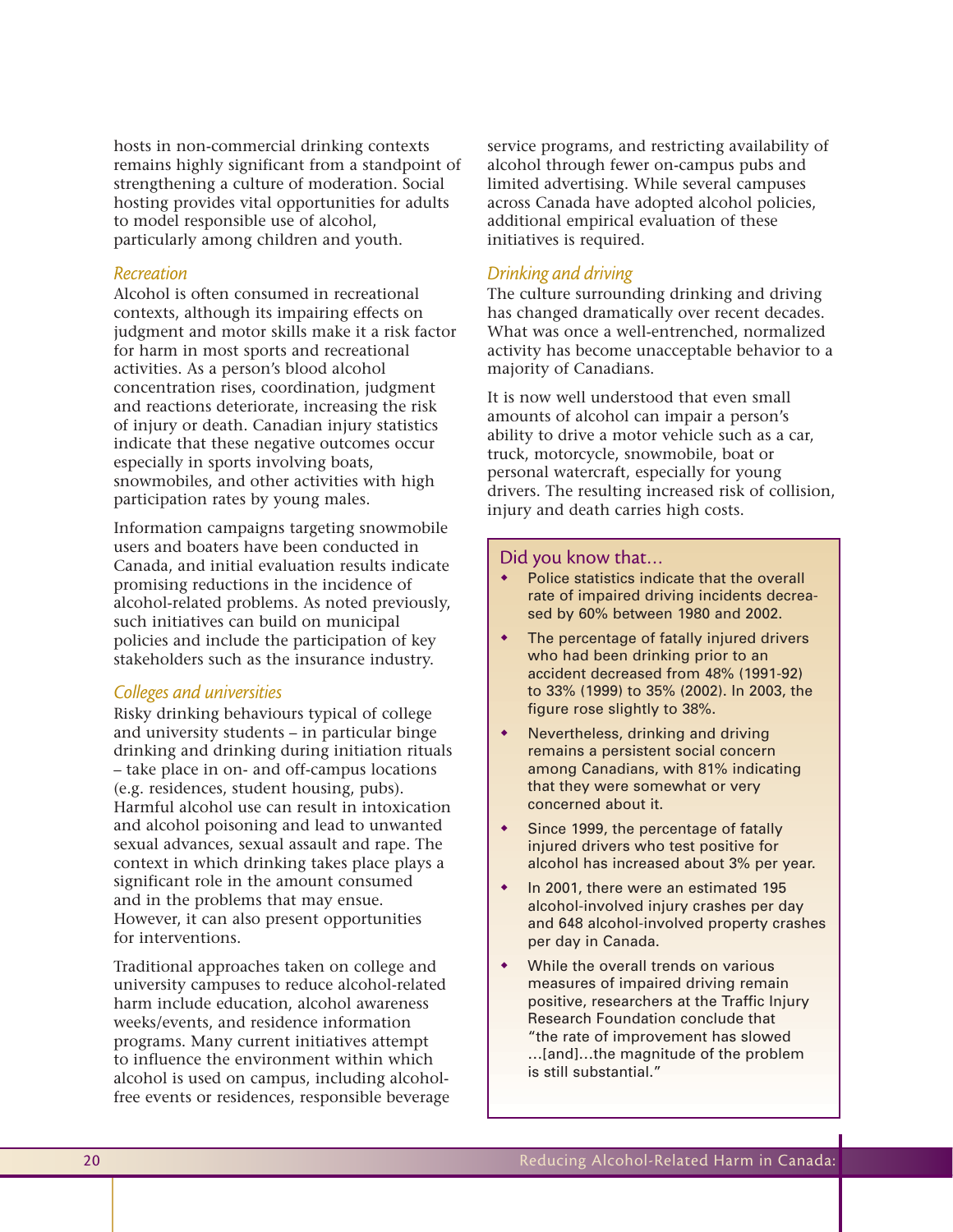hosts in non-commercial drinking contexts remains highly significant from a standpoint of strengthening a culture of moderation. Social hosting provides vital opportunities for adults to model responsible use of alcohol, particularly among children and youth.

### *Recreation*

Alcohol is often consumed in recreational contexts, although its impairing effects on judgment and motor skills make it a risk factor for harm in most sports and recreational activities. As a person's blood alcohol concentration rises, coordination, judgment and reactions deteriorate, increasing the risk of injury or death. Canadian injury statistics indicate that these negative outcomes occur especially in sports involving boats, snowmobiles, and other activities with high participation rates by young males.

Information campaigns targeting snowmobile users and boaters have been conducted in Canada, and initial evaluation results indicate promising reductions in the incidence of alcohol-related problems. As noted previously, such initiatives can build on municipal policies and include the participation of key stakeholders such as the insurance industry.

### *Colleges and universities*

Risky drinking behaviours typical of college and university students – in particular binge drinking and drinking during initiation rituals – take place in on- and off-campus locations (e.g. residences, student housing, pubs). Harmful alcohol use can result in intoxication and alcohol poisoning and lead to unwanted sexual advances, sexual assault and rape. The context in which drinking takes place plays a significant role in the amount consumed and in the problems that may ensue. However, it can also present opportunities for interventions.

Traditional approaches taken on college and university campuses to reduce alcohol-related harm include education, alcohol awareness weeks/events, and residence information programs. Many current initiatives attempt to influence the environment within which alcohol is used on campus, including alcohol-free events or residences, responsible beverage service programs, and restricting availability of alcohol through fewer on-campus pubs and limited advertising. While several campuses across Canada have adopted alcohol policies, additional empirical evaluation of these initiatives is required.

### *Drinking and driving*

The culture surrounding drinking and driving has changed dramatically over recent decades. What was once a well-entrenched, normalized activity has become unacceptable behavior to a majority of Canadians.

It is now well understood that even small amounts of alcohol can impair a person's ability to drive a motor vehicle such as a car, truck, motorcycle, snowmobile, boat or personal watercraft, especially for young drivers. The resulting increased risk of collision, injury and death carries high costs.

> **Did you know that...**
>
> - Police statistics indicate that the overall rate of impaired driving incidents decreased by 60% between 1980 and 2002.
> - The percentage of fatally injured drivers who had been drinking prior to an accident decreased from 48% (1991-92) to 33% (1999) to 35% (2002). In 2003, the figure rose slightly to 38%.
> - Nevertheless, drinking and driving remains a persistent social concern among Canadians, with 81% indicating that they were somewhat or very concerned about it.
> - Since 1999, the percentage of fatally injured drivers who test positive for alcohol has increased about 3% per year.
> - In 2001, there were an estimated 195 alcohol-involved injury crashes per day and 648 alcohol-involved property crashes per day in Canada.
> - While the overall trends on various measures of impaired driving remain positive, researchers at the Traffic Injury Research Foundation conclude that "the rate of improvement has slowed ...[and]...the magnitude of the problem is still substantial."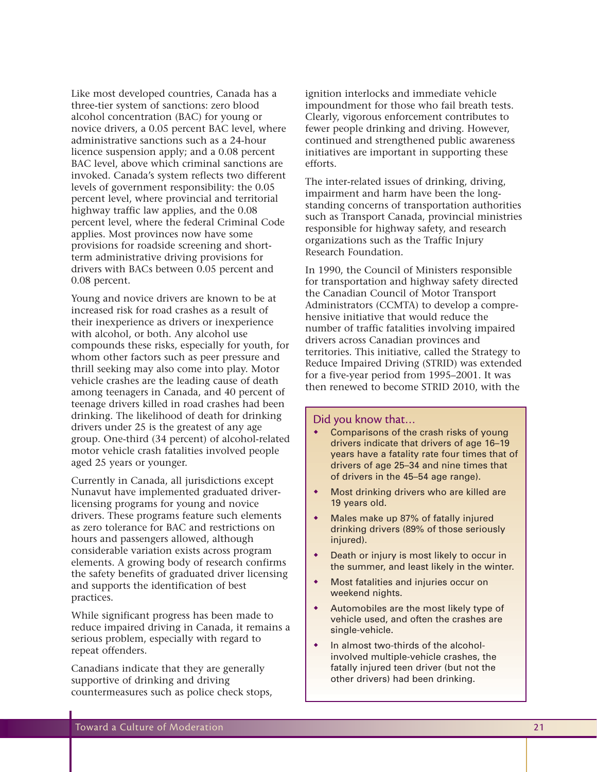Like most developed countries, Canada has a three-tier system of sanctions: zero blood alcohol concentration (BAC) for young or novice drivers, a 0.05 percent BAC level, where administrative sanctions such as a 24-hour licence suspension apply; and a 0.08 percent BAC level, above which criminal sanctions are invoked. Canada's system reflects two different levels of government responsibility: the 0.05 percent level, where provincial and territorial highway traffic law applies, and the 0.08 percent level, where the federal Criminal Code applies. Most provinces now have some provisions for roadside screening and short-term administrative driving provisions for drivers with BACs between 0.05 percent and 0.08 percent.

Young and novice drivers are known to be at increased risk for road crashes as a result of their inexperience as drivers or inexperience with alcohol, or both. Any alcohol use compounds these risks, especially for youth, for whom other factors such as peer pressure and thrill seeking may also come into play. Motor vehicle crashes are the leading cause of death among teenagers in Canada, and 40 percent of teenage drivers killed in road crashes had been drinking. The likelihood of death for drinking drivers under 25 is the greatest of any age group. One-third (34 percent) of alcohol-related motor vehicle crash fatalities involved people aged 25 years or younger.

Currently in Canada, all jurisdictions except Nunavut have implemented graduated driver-licensing programs for young and novice drivers. These programs feature such elements as zero tolerance for BAC and restrictions on hours and passengers allowed, although considerable variation exists across program elements. A growing body of research confirms the safety benefits of graduated driver licensing and supports the identification of best practices.

While significant progress has been made to reduce impaired driving in Canada, it remains a serious problem, especially with regard to repeat offenders.

Canadians indicate that they are generally supportive of drinking and driving countermeasures such as police check stops, ignition interlocks and immediate vehicle impoundment for those who fail breath tests. Clearly, vigorous enforcement contributes to fewer people drinking and driving. However, continued and strengthened public awareness initiatives are important in supporting these efforts.

The inter-related issues of drinking, driving, impairment and harm have been the long-standing concerns of transportation authorities such as Transport Canada, provincial ministries responsible for highway safety, and research organizations such as the Traffic Injury Research Foundation.

In 1990, the Council of Ministers responsible for transportation and highway safety directed the Canadian Council of Motor Transport Administrators (CCMTA) to develop a comprehensive initiative that would reduce the number of traffic fatalities involving impaired drivers across Canadian provinces and territories. This initiative, called the Strategy to Reduce Impaired Driving (STRID) was extended for a five-year period from 1995–2001. It was then renewed to become STRID 2010, with the

### Did you know that…

- Comparisons of the crash risks of young drivers indicate that drivers of age 16–19 years have a fatality rate four times that of drivers of age 25–34 and nine times that of drivers in the 45–54 age range).
- Most drinking drivers who are killed are 19 years old.
- Males make up 87% of fatally injured drinking drivers (89% of those seriously injured).
- Death or injury is most likely to occur in the summer, and least likely in the winter.
- Most fatalities and injuries occur on weekend nights.
- Automobiles are the most likely type of vehicle used, and often the crashes are single-vehicle.
- In almost two-thirds of the alcohol-involved multiple-vehicle crashes, the fatally injured teen driver (but not the other drivers) had been drinking.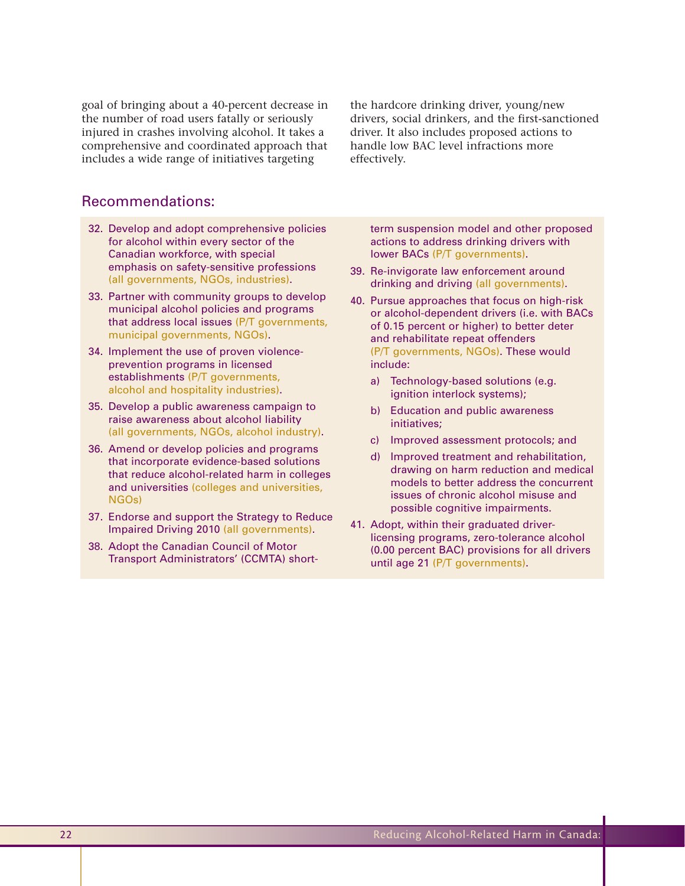goal of bringing about a 40-percent decrease in the number of road users fatally or seriously injured in crashes involving alcohol. It takes a comprehensive and coordinated approach that includes a wide range of initiatives targeting the hardcore drinking driver, young/new drivers, social drinkers, and the first-sanctioned driver. It also includes proposed actions to handle low BAC level infractions more effectively.

## Recommendations:

32. Develop and adopt comprehensive policies for alcohol within every sector of the Canadian workforce, with special emphasis on safety-sensitive professions (all governments, NGOs, industries).
33. Partner with community groups to develop municipal alcohol policies and programs that address local issues (P/T governments, municipal governments, NGOs).
34. Implement the use of proven violence-prevention programs in licensed establishments (P/T governments, alcohol and hospitality industries).
35. Develop a public awareness campaign to raise awareness about alcohol liability (all governments, NGOs, alcohol industry).
36. Amend or develop policies and programs that incorporate evidence-based solutions that reduce alcohol-related harm in colleges and universities (colleges and universities, NGOs)
37. Endorse and support the Strategy to Reduce Impaired Driving 2010 (all governments).
38. Adopt the Canadian Council of Motor Transport Administrators' (CCMTA) short-term suspension model and other proposed actions to address drinking drivers with lower BACs (P/T governments).
39. Re-invigorate law enforcement around drinking and driving (all governments).
40. Pursue approaches that focus on high-risk or alcohol-dependent drivers (i.e. with BACs of 0.15 percent or higher) to better deter and rehabilitate repeat offenders (P/T governments, NGOs). These would include:
    a) Technology-based solutions (e.g. ignition interlock systems);
    b) Education and public awareness initiatives;
    c) Improved assessment protocols; and
    d) Improved treatment and rehabilitation, drawing on harm reduction and medical models to better address the concurrent issues of chronic alcohol misuse and possible cognitive impairments.
41. Adopt, within their graduated driver-licensing programs, zero-tolerance alcohol (0.00 percent BAC) provisions for all drivers until age 21 (P/T governments).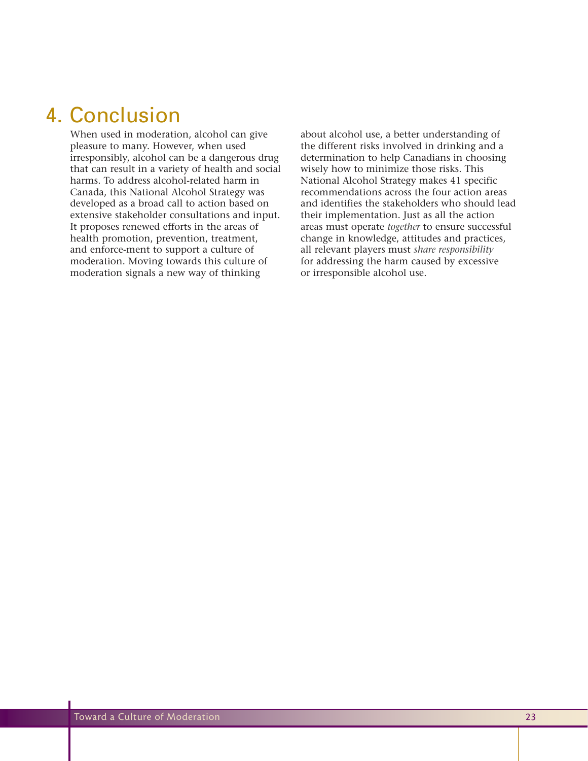# 4. Conclusion

When used in moderation, alcohol can give pleasure to many. However, when used irresponsibly, alcohol can be a dangerous drug that can result in a variety of health and social harms. To address alcohol-related harm in Canada, this National Alcohol Strategy was developed as a broad call to action based on extensive stakeholder consultations and input. It proposes renewed efforts in the areas of health promotion, prevention, treatment, and enforce-ment to support a culture of moderation. Moving towards this culture of moderation signals a new way of thinking about alcohol use, a better understanding of the different risks involved in drinking and a determination to help Canadians in choosing wisely how to minimize those risks. This National Alcohol Strategy makes 41 specific recommendations across the four action areas and identifies the stakeholders who should lead their implementation. Just as all the action areas must operate *together* to ensure successful change in knowledge, attitudes and practices, all relevant players must *share responsibility* for addressing the harm caused by excessive or irresponsible alcohol use.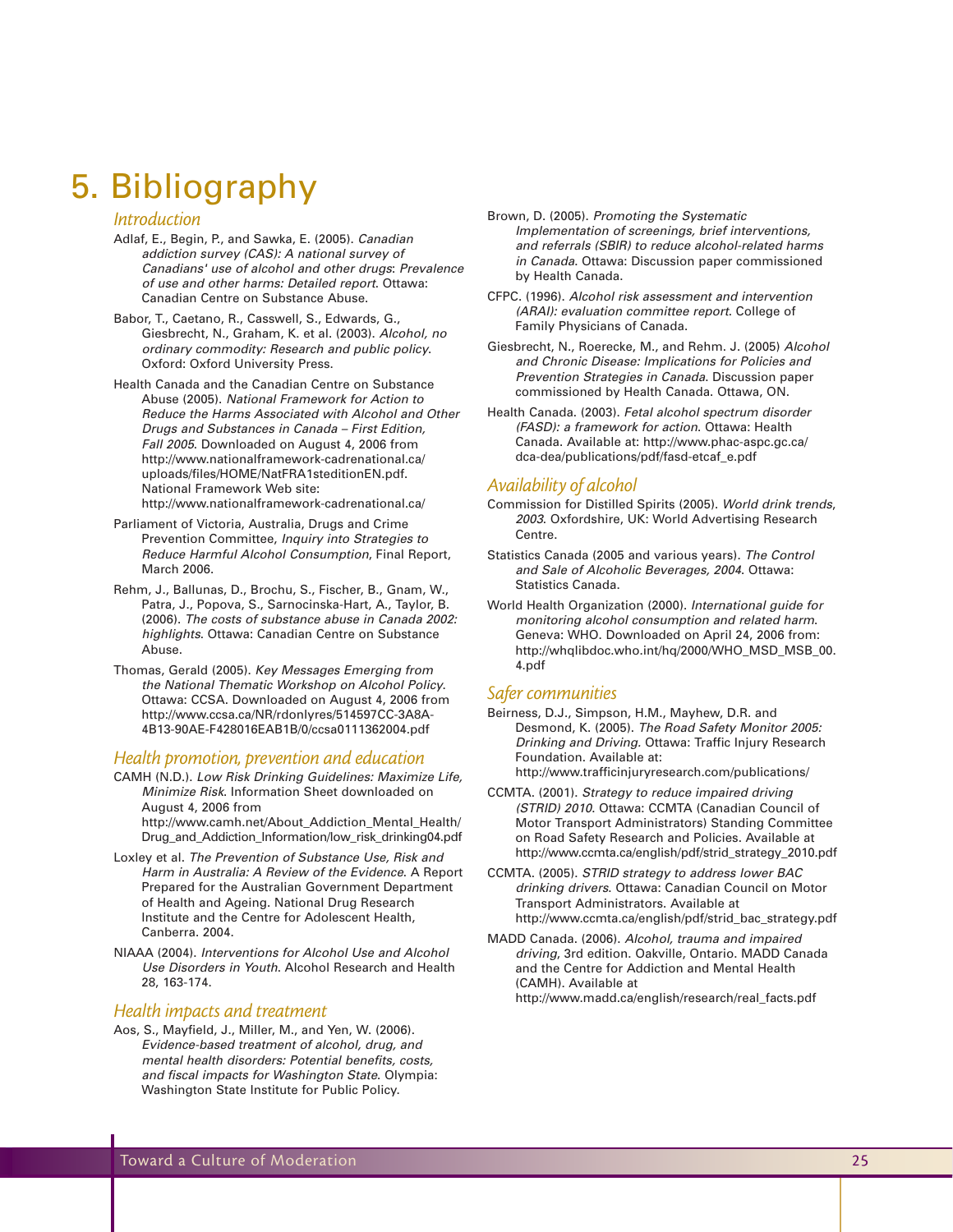# 5. Bibliography

## Introduction

Adlaf, E., Begin, P., and Sawka, E. (2005). *Canadian addiction survey (CAS): A national survey of Canadians' use of alcohol and other drugs*: *Prevalence of use and other harms: Detailed report*. Ottawa: Canadian Centre on Substance Abuse.

Babor, T., Caetano, R., Casswell, S., Edwards, G., Giesbrecht, N., Graham, K. et al. (2003). *Alcohol, no ordinary commodity: Research and public policy*. Oxford: Oxford University Press.

Health Canada and the Canadian Centre on Substance Abuse (2005). *National Framework for Action to Reduce the Harms Associated with Alcohol and Other Drugs and Substances in Canada – First Edition, Fall 2005*. Downloaded on August 4, 2006 from http://www.nationalframework-cadrenational.ca/uploads/files/HOME/NatFRA1steditionEN.pdf. National Framework Web site: http://www.nationalframework-cadrenational.ca/

Parliament of Victoria, Australia, Drugs and Crime Prevention Committee, *Inquiry into Strategies to Reduce Harmful Alcohol Consumption*, Final Report, March 2006.

Rehm, J., Ballunas, D., Brochu, S., Fischer, B., Gnam, W., Patra, J., Popova, S., Sarnocinska-Hart, A., Taylor, B. (2006). *The costs of substance abuse in Canada 2002: highlights*. Ottawa: Canadian Centre on Substance Abuse.

Thomas, Gerald (2005). *Key Messages Emerging from the National Thematic Workshop on Alcohol Policy*. Ottawa: CCSA. Downloaded on August 4, 2006 from http://www.ccsa.ca/NR/rdonlyres/514597CC-3A8A-4B13-90AE-F428016EAB1B/0/ccsa0111362004.pdf

## Health promotion, prevention and education

CAMH (N.D.). *Low Risk Drinking Guidelines: Maximize Life, Minimize Risk*. Information Sheet downloaded on August 4, 2006 from http://www.camh.net/About_Addiction_Mental_Health/Drug_and_Addiction_Information/low_risk_drinking04.pdf

Loxley et al. *The Prevention of Substance Use, Risk and Harm in Australia: A Review of the Evidence*. A Report Prepared for the Australian Government Department of Health and Ageing. National Drug Research Institute and the Centre for Adolescent Health, Canberra. 2004.

NIAAA (2004). *Interventions for Alcohol Use and Alcohol Use Disorders in Youth*. Alcohol Research and Health 28, 163-174.

## Health impacts and treatment

Aos, S., Mayfield, J., Miller, M., and Yen, W. (2006). *Evidence-based treatment of alcohol, drug, and mental health disorders: Potential benefits, costs, and fiscal impacts for Washington State*. Olympia: Washington State Institute for Public Policy.

Brown, D. (2005). *Promoting the Systematic Implementation of screenings, brief interventions, and referrals (SBIR) to reduce alcohol-related harms in Canada*. Ottawa: Discussion paper commissioned by Health Canada.

CFPC. (1996). *Alcohol risk assessment and intervention (ARAI): evaluation committee report*. College of Family Physicians of Canada.

Giesbrecht, N., Roerecke, M., and Rehm. J. (2005) *Alcohol and Chronic Disease: Implications for Policies and Prevention Strategies in Canada*. Discussion paper commissioned by Health Canada. Ottawa, ON.

Health Canada. (2003). *Fetal alcohol spectrum disorder (FASD): a framework for action*. Ottawa: Health Canada. Available at: http://www.phac-aspc.gc.ca/dca-dea/publications/pdf/fasd-etcaf_e.pdf

## Availability of alcohol

Commission for Distilled Spirits (2005). *World drink trends, 2003*. Oxfordshire, UK: World Advertising Research Centre.

Statistics Canada (2005 and various years). *The Control and Sale of Alcoholic Beverages, 2004*. Ottawa: Statistics Canada.

World Health Organization (2000). *International guide for monitoring alcohol consumption and related harm*. Geneva: WHO. Downloaded on April 24, 2006 from: http://whqlibdoc.who.int/hq/2000/WHO_MSD_MSB_00.4.pdf

## Safer communities

Beirness, D.J., Simpson, H.M., Mayhew, D.R. and Desmond, K. (2005). *The Road Safety Monitor 2005: Drinking and Driving*. Ottawa: Traffic Injury Research Foundation. Available at: http://www.trafficinjuryresearch.com/publications/

CCMTA. (2001). *Strategy to reduce impaired driving (STRID) 2010*. Ottawa: CCMTA (Canadian Council of Motor Transport Administrators) Standing Committee on Road Safety Research and Policies. Available at http://www.ccmta.ca/english/pdf/strid_strategy_2010.pdf

CCMTA. (2005). *STRID strategy to address lower BAC drinking drivers*. Ottawa: Canadian Council on Motor Transport Administrators. Available at http://www.ccmta.ca/english/pdf/strid_bac_strategy.pdf

MADD Canada. (2006). *Alcohol, trauma and impaired driving*, 3rd edition. Oakville, Ontario. MADD Canada and the Centre for Addiction and Mental Health (CAMH). Available at http://www.madd.ca/english/research/real_facts.pdf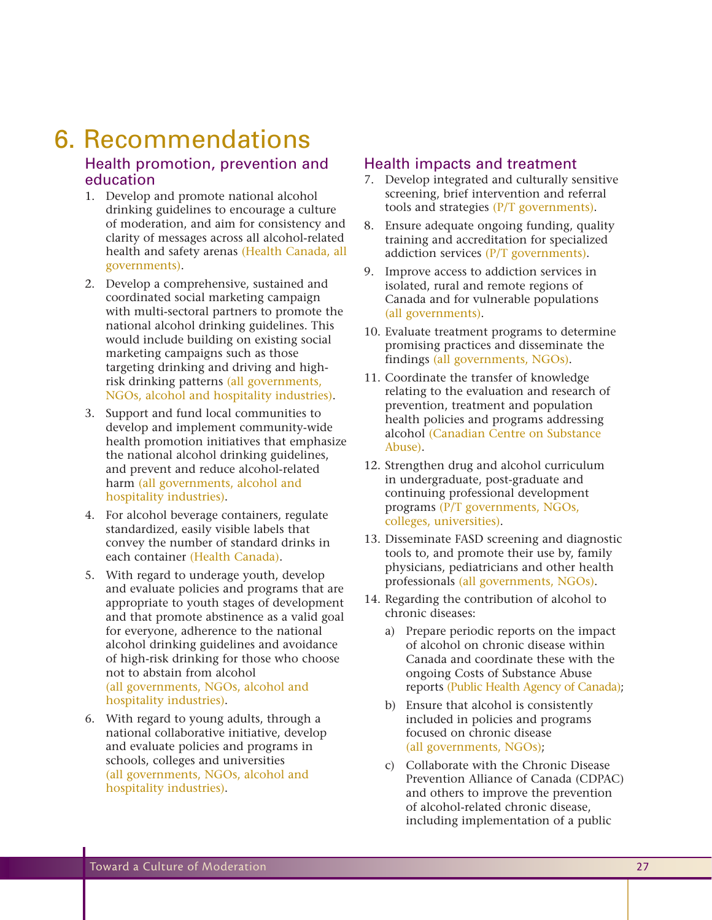# 6. Recommendations

## Health promotion, prevention and education

1. Develop and promote national alcohol drinking guidelines to encourage a culture of moderation, and aim for consistency and clarity of messages across all alcohol-related health and safety arenas (Health Canada, all governments).

2. Develop a comprehensive, sustained and coordinated social marketing campaign with multi-sectoral partners to promote the national alcohol drinking guidelines. This would include building on existing social marketing campaigns such as those targeting drinking and driving and high-risk drinking patterns (all governments, NGOs, alcohol and hospitality industries).

3. Support and fund local communities to develop and implement community-wide health promotion initiatives that emphasize the national alcohol drinking guidelines, and prevent and reduce alcohol-related harm (all governments, alcohol and hospitality industries).

4. For alcohol beverage containers, regulate standardized, easily visible labels that convey the number of standard drinks in each container (Health Canada).

5. With regard to underage youth, develop and evaluate policies and programs that are appropriate to youth stages of development and that promote abstinence as a valid goal for everyone, adherence to the national alcohol drinking guidelines and avoidance of high-risk drinking for those who choose not to abstain from alcohol (all governments, NGOs, alcohol and hospitality industries).

6. With regard to young adults, through a national collaborative initiative, develop and evaluate policies and programs in schools, colleges and universities (all governments, NGOs, alcohol and hospitality industries).

## Health impacts and treatment

7. Develop integrated and culturally sensitive screening, brief intervention and referral tools and strategies (P/T governments).

8. Ensure adequate ongoing funding, quality training and accreditation for specialized addiction services (P/T governments).

9. Improve access to addiction services in isolated, rural and remote regions of Canada and for vulnerable populations (all governments).

10. Evaluate treatment programs to determine promising practices and disseminate the findings (all governments, NGOs).

11. Coordinate the transfer of knowledge relating to the evaluation and research of prevention, treatment and population health policies and programs addressing alcohol (Canadian Centre on Substance Abuse).

12. Strengthen drug and alcohol curriculum in undergraduate, post-graduate and continuing professional development programs (P/T governments, NGOs, colleges, universities).

13. Disseminate FASD screening and diagnostic tools to, and promote their use by, family physicians, pediatricians and other health professionals (all governments, NGOs).

14. Regarding the contribution of alcohol to chronic diseases:

    a) Prepare periodic reports on the impact of alcohol on chronic disease within Canada and coordinate these with the ongoing Costs of Substance Abuse reports (Public Health Agency of Canada);

    b) Ensure that alcohol is consistently included in policies and programs focused on chronic disease (all governments, NGOs);

    c) Collaborate with the Chronic Disease Prevention Alliance of Canada (CDPAC) and others to improve the prevention of alcohol-related chronic disease, including implementation of a public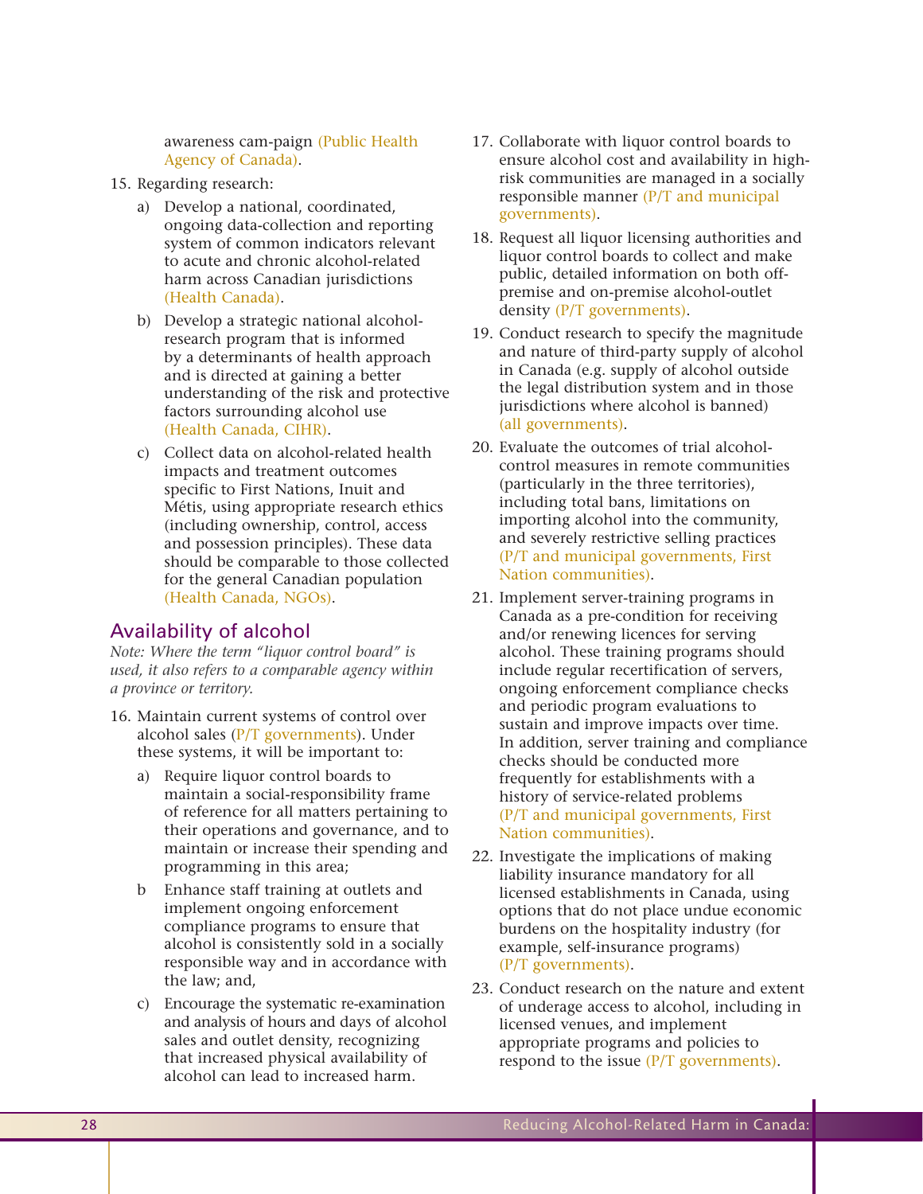awareness cam-paign (Public Health Agency of Canada).

15. Regarding research:
    a) Develop a national, coordinated, ongoing data-collection and reporting system of common indicators relevant to acute and chronic alcohol-related harm across Canadian jurisdictions (Health Canada).
    b) Develop a strategic national alcohol-research program that is informed by a determinants of health approach and is directed at gaining a better understanding of the risk and protective factors surrounding alcohol use (Health Canada, CIHR).
    c) Collect data on alcohol-related health impacts and treatment outcomes specific to First Nations, Inuit and Métis, using appropriate research ethics (including ownership, control, access and possession principles). These data should be comparable to those collected for the general Canadian population (Health Canada, NGOs).

## Availability of alcohol

*Note: Where the term "liquor control board" is used, it also refers to a comparable agency within a province or territory.*

16. Maintain current systems of control over alcohol sales (P/T governments). Under these systems, it will be important to:
    a) Require liquor control boards to maintain a social-responsibility frame of reference for all matters pertaining to their operations and governance, and to maintain or increase their spending and programming in this area;
    b Enhance staff training at outlets and implement ongoing enforcement compliance programs to ensure that alcohol is consistently sold in a socially responsible way and in accordance with the law; and,
    c) Encourage the systematic re-examination and analysis of hours and days of alcohol sales and outlet density, recognizing that increased physical availability of alcohol can lead to increased harm.

17. Collaborate with liquor control boards to ensure alcohol cost and availability in high-risk communities are managed in a socially responsible manner (P/T and municipal governments).

18. Request all liquor licensing authorities and liquor control boards to collect and make public, detailed information on both off-premise and on-premise alcohol-outlet density (P/T governments).

19. Conduct research to specify the magnitude and nature of third-party supply of alcohol in Canada (e.g. supply of alcohol outside the legal distribution system and in those jurisdictions where alcohol is banned) (all governments).

20. Evaluate the outcomes of trial alcohol-control measures in remote communities (particularly in the three territories), including total bans, limitations on importing alcohol into the community, and severely restrictive selling practices (P/T and municipal governments, First Nation communities).

21. Implement server-training programs in Canada as a pre-condition for receiving and/or renewing licences for serving alcohol. These training programs should include regular recertification of servers, ongoing enforcement compliance checks and periodic program evaluations to sustain and improve impacts over time. In addition, server training and compliance checks should be conducted more frequently for establishments with a history of service-related problems (P/T and municipal governments, First Nation communities).

22. Investigate the implications of making liability insurance mandatory for all licensed establishments in Canada, using options that do not place undue economic burdens on the hospitality industry (for example, self-insurance programs) (P/T governments).

23. Conduct research on the nature and extent of underage access to alcohol, including in licensed venues, and implement appropriate programs and policies to respond to the issue (P/T governments).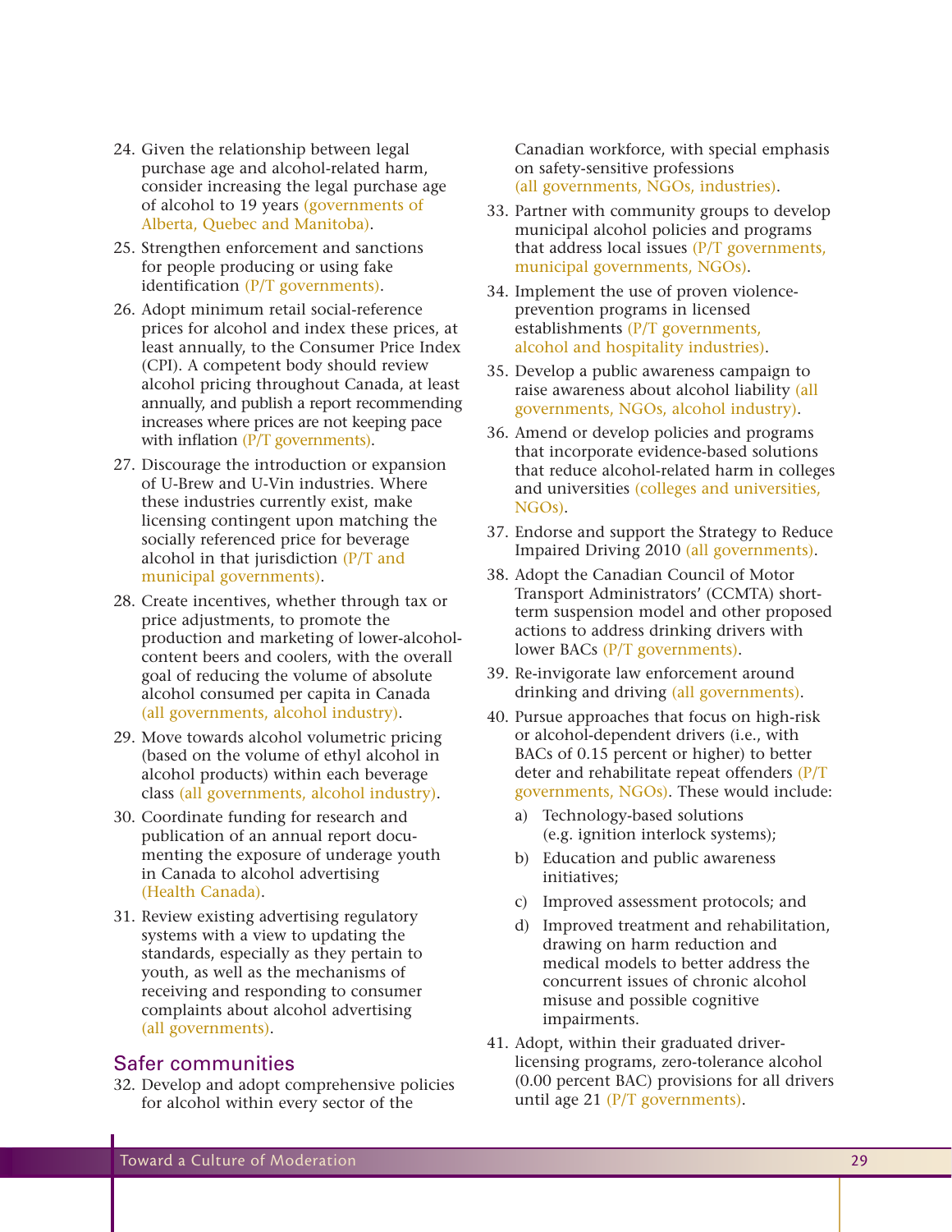24. Given the relationship between legal purchase age and alcohol-related harm, consider increasing the legal purchase age of alcohol to 19 years (governments of Alberta, Quebec and Manitoba).

25. Strengthen enforcement and sanctions for people producing or using fake identification (P/T governments).

26. Adopt minimum retail social-reference prices for alcohol and index these prices, at least annually, to the Consumer Price Index (CPI). A competent body should review alcohol pricing throughout Canada, at least annually, and publish a report recommending increases where prices are not keeping pace with inflation (P/T governments).

27. Discourage the introduction or expansion of U-Brew and U-Vin industries. Where these industries currently exist, make licensing contingent upon matching the socially referenced price for beverage alcohol in that jurisdiction (P/T and municipal governments).

28. Create incentives, whether through tax or price adjustments, to promote the production and marketing of lower-alcohol-content beers and coolers, with the overall goal of reducing the volume of absolute alcohol consumed per capita in Canada (all governments, alcohol industry).

29. Move towards alcohol volumetric pricing (based on the volume of ethyl alcohol in alcohol products) within each beverage class (all governments, alcohol industry).

30. Coordinate funding for research and publication of an annual report documenting the exposure of underage youth in Canada to alcohol advertising (Health Canada).

31. Review existing advertising regulatory systems with a view to updating the standards, especially as they pertain to youth, as well as the mechanisms of receiving and responding to consumer complaints about alcohol advertising (all governments).

## Safer communities

32. Develop and adopt comprehensive policies for alcohol within every sector of the Canadian workforce, with special emphasis on safety-sensitive professions (all governments, NGOs, industries).

33. Partner with community groups to develop municipal alcohol policies and programs that address local issues (P/T governments, municipal governments, NGOs).

34. Implement the use of proven violence-prevention programs in licensed establishments (P/T governments, alcohol and hospitality industries).

35. Develop a public awareness campaign to raise awareness about alcohol liability (all governments, NGOs, alcohol industry).

36. Amend or develop policies and programs that incorporate evidence-based solutions that reduce alcohol-related harm in colleges and universities (colleges and universities, NGOs).

37. Endorse and support the Strategy to Reduce Impaired Driving 2010 (all governments).

38. Adopt the Canadian Council of Motor Transport Administrators' (CCMTA) short-term suspension model and other proposed actions to address drinking drivers with lower BACs (P/T governments).

39. Re-invigorate law enforcement around drinking and driving (all governments).

40. Pursue approaches that focus on high-risk or alcohol-dependent drivers (i.e., with BACs of 0.15 percent or higher) to better deter and rehabilitate repeat offenders (P/T governments, NGOs). These would include:
    a) Technology-based solutions (e.g. ignition interlock systems);
    b) Education and public awareness initiatives;
    c) Improved assessment protocols; and
    d) Improved treatment and rehabilitation, drawing on harm reduction and medical models to better address the concurrent issues of chronic alcohol misuse and possible cognitive impairments.

41. Adopt, within their graduated driver-licensing programs, zero-tolerance alcohol (0.00 percent BAC) provisions for all drivers until age 21 (P/T governments).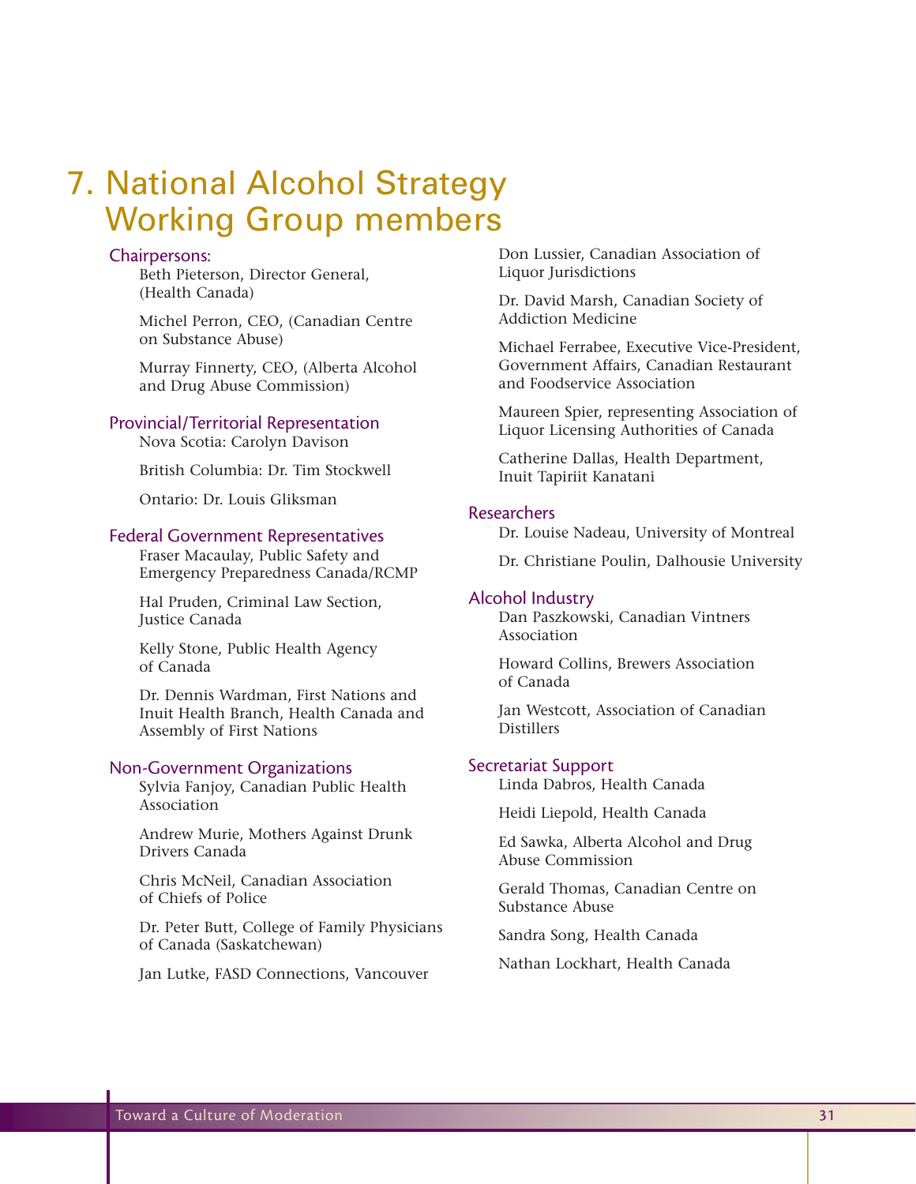# 7. National Alcohol Strategy Working Group members

### Chairpersons:

Beth Pieterson, Director General, (Health Canada)

Michel Perron, CEO, (Canadian Centre on Substance Abuse)

Murray Finnerty, CEO, (Alberta Alcohol and Drug Abuse Commission)

### Provincial/Territorial Representation

Nova Scotia: Carolyn Davison

British Columbia: Dr. Tim Stockwell

Ontario: Dr. Louis Gliksman

### Federal Government Representatives

Fraser Macaulay, Public Safety and Emergency Preparedness Canada/RCMP

Hal Pruden, Criminal Law Section, Justice Canada

Kelly Stone, Public Health Agency of Canada

Dr. Dennis Wardman, First Nations and Inuit Health Branch, Health Canada and Assembly of First Nations

### Non-Government Organizations

Sylvia Fanjoy, Canadian Public Health Association

Andrew Murie, Mothers Against Drunk Drivers Canada

Chris McNeil, Canadian Association of Chiefs of Police

Dr. Peter Butt, College of Family Physicians of Canada (Saskatchewan)

Jan Lutke, FASD Connections, Vancouver

Don Lussier, Canadian Association of Liquor Jurisdictions

Dr. David Marsh, Canadian Society of Addiction Medicine

Michael Ferrabee, Executive Vice-President, Government Affairs, Canadian Restaurant and Foodservice Association

Maureen Spier, representing Association of Liquor Licensing Authorities of Canada

Catherine Dallas, Health Department, Inuit Tapiriit Kanatani

### Researchers

Dr. Louise Nadeau, University of Montreal

Dr. Christiane Poulin, Dalhousie University

### Alcohol Industry

Dan Paszkowski, Canadian Vintners Association

Howard Collins, Brewers Association of Canada

Jan Westcott, Association of Canadian Distillers

### Secretariat Support

Linda Dabros, Health Canada

Heidi Liepold, Health Canada

Ed Sawka, Alberta Alcohol and Drug Abuse Commission

Gerald Thomas, Canadian Centre on Substance Abuse

Sandra Song, Health Canada

Nathan Lockhart, Health Canada